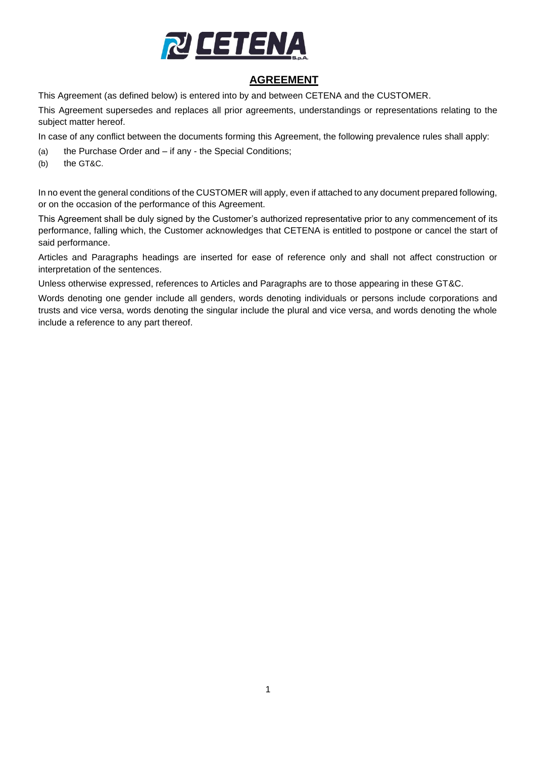# AGREEMENT

This Agreement (as defined below) is entered into by and between CETENA and the CUSTOMER.

This Agreement supersedes and replaces all prior agreements, understandings or representations relating to the subject matter hereof.

In case of any conflict between the documents forming this Agreement, the following prevalence rules shall apply:

(a) the Purchase Order and – if any - the Special Conditions;

(b) the GT&C.

In no event the general conditions of the CUSTOMER will apply, even if attached to any document prepared following, or on the occasion of the performance of this Agreement.

This Agreement shall be duly signed by the Customer's authorized representative prior to any commencement of its performance, falling which, the Customer acknowledges that CETENA is entitled to postpone or cancel the start of said performance.

Articles and Paragraphs headings are inserted for ease of reference only and shall not affect construction or interpretation of the sentences.

Unless otherwise expressed, references to Articles and Paragraphs are to those appearing in these GT&C.

Words denoting one gender include all genders, words denoting individuals or persons include corporations and trusts and vice versa, words denoting the singular include the plural and vice versa, and words denoting the whole include a reference to any part thereof.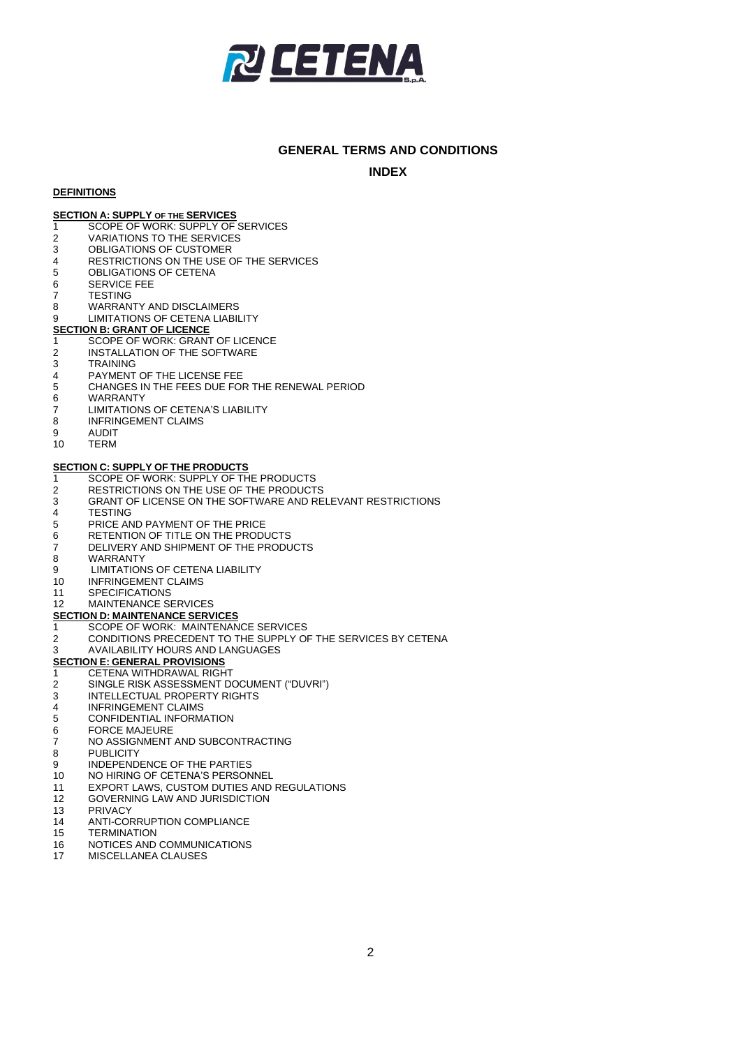# GENERAL TERMS AND CONDITIONS

## INDEX

**DEFINITIONS**

**SECTION A: SUPPLY OF THE SERVICES**

1 SCOPE OF WORK: SUPPLY OF SERVICES
2 VARIATIONS TO THE SERVICES
3 OBLIGATIONS OF CUSTOMER
4 RESTRICTIONS ON THE USE OF THE SERVICES
5 OBLIGATIONS OF CETENA
6 SERVICE FEE
7 TESTING
8 WARRANTY AND DISCLAIMERS
9 LIMITATIONS OF CETENA LIABILITY

**SECTION B: GRANT OF LICENCE**

1 SCOPE OF WORK: GRANT OF LICENCE
2 INSTALLATION OF THE SOFTWARE
3 TRAINING
4 PAYMENT OF THE LICENSE FEE
5 CHANGES IN THE FEES DUE FOR THE RENEWAL PERIOD
6 WARRANTY
7 LIMITATIONS OF CETENA'S LIABILITY
8 INFRINGEMENT CLAIMS
9 AUDIT
10 TERM

**SECTION C: SUPPLY OF THE PRODUCTS**

1 SCOPE OF WORK: SUPPLY OF THE PRODUCTS
2 RESTRICTIONS ON THE USE OF THE PRODUCTS
3 GRANT OF LICENSE ON THE SOFTWARE AND RELEVANT RESTRICTIONS
4 TESTING
5 PRICE AND PAYMENT OF THE PRICE
6 RETENTION OF TITLE ON THE PRODUCTS
7 DELIVERY AND SHIPMENT OF THE PRODUCTS
8 WARRANTY
9 LIMITATIONS OF CETENA LIABILITY
10 INFRINGEMENT CLAIMS
11 SPECIFICATIONS
12 MAINTENANCE SERVICES

**SECTION D: MAINTENANCE SERVICES**

1 SCOPE OF WORK: MAINTENANCE SERVICES
2 CONDITIONS PRECEDENT TO THE SUPPLY OF THE SERVICES BY CETENA
3 AVAILABILITY HOURS AND LANGUAGES

**SECTION E: GENERAL PROVISIONS**

1 CETENA WITHDRAWAL RIGHT
2 SINGLE RISK ASSESSMENT DOCUMENT ("DUVRI")
3 INTELLECTUAL PROPERTY RIGHTS
4 INFRINGEMENT CLAIMS
5 CONFIDENTIAL INFORMATION
6 FORCE MAJEURE
7 NO ASSIGNMENT AND SUBCONTRACTING
8 PUBLICITY
9 INDEPENDENCE OF THE PARTIES
10 NO HIRING OF CETENA'S PERSONNEL
11 EXPORT LAWS, CUSTOM DUTIES AND REGULATIONS
12 GOVERNING LAW AND JURISDICTION
13 PRIVACY
14 ANTI-CORRUPTION COMPLIANCE
15 TERMINATION
16 NOTICES AND COMMUNICATIONS
17 MISCELLANEA CLAUSES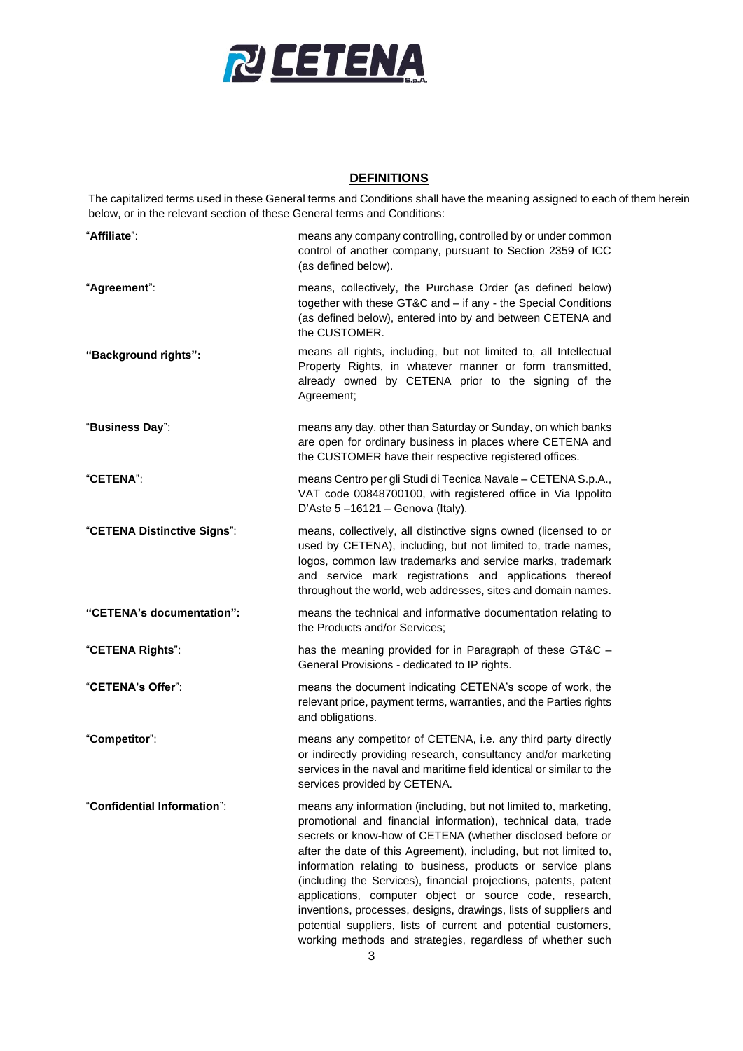## DEFINITIONS

The capitalized terms used in these General terms and Conditions shall have the meaning assigned to each of them herein below, or in the relevant section of these General terms and Conditions:

| | |
|---|---|
| "**Affiliate**": | means any company controlling, controlled by or under common control of another company, pursuant to Section 2359 of ICC (as defined below). |
| "**Agreement**": | means, collectively, the Purchase Order (as defined below) together with these GT&C and – if any - the Special Conditions (as defined below), entered into by and between CETENA and the CUSTOMER. |
| **"Background rights":** | means all rights, including, but not limited to, all Intellectual Property Rights, in whatever manner or form transmitted, already owned by CETENA prior to the signing of the Agreement; |
| "**Business Day**": | means any day, other than Saturday or Sunday, on which banks are open for ordinary business in places where CETENA and the CUSTOMER have their respective registered offices. |
| "**CETENA**": | means Centro per gli Studi di Tecnica Navale – CETENA S.p.A., VAT code 00848700100, with registered office in Via Ippolito D'Aste 5 –16121 – Genova (Italy). |
| "**CETENA Distinctive Signs**": | means, collectively, all distinctive signs owned (licensed to or used by CETENA), including, but not limited to, trade names, logos, common law trademarks and service marks, trademark and service mark registrations and applications thereof throughout the world, web addresses, sites and domain names. |
| **"CETENA's documentation":** | means the technical and informative documentation relating to the Products and/or Services; |
| "**CETENA Rights**": | has the meaning provided for in Paragraph of these GT&C – General Provisions - dedicated to IP rights. |
| "**CETENA's Offer**": | means the document indicating CETENA's scope of work, the relevant price, payment terms, warranties, and the Parties rights and obligations. |
| "**Competitor**": | means any competitor of CETENA, i.e. any third party directly or indirectly providing research, consultancy and/or marketing services in the naval and maritime field identical or similar to the services provided by CETENA. |
| "**Confidential Information**": | means any information (including, but not limited to, marketing, promotional and financial information), technical data, trade secrets or know-how of CETENA (whether disclosed before or after the date of this Agreement), including, but not limited to, information relating to business, products or service plans (including the Services), financial projections, patents, patent applications, computer object or source code, research, inventions, processes, designs, drawings, lists of suppliers and potential suppliers, lists of current and potential customers, working methods and strategies, regardless of whether such |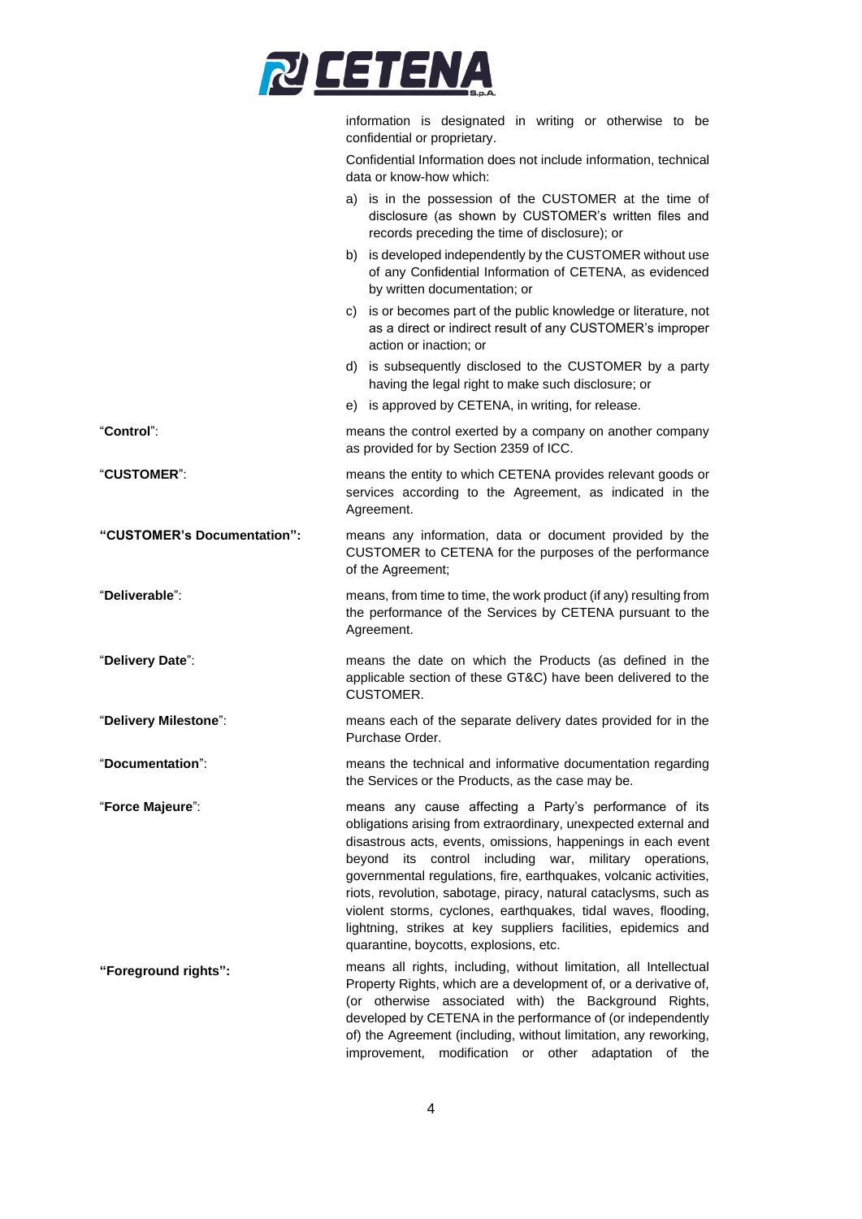information is designated in writing or otherwise to be confidential or proprietary.

Confidential Information does not include information, technical data or know-how which:

a) is in the possession of the CUSTOMER at the time of disclosure (as shown by CUSTOMER's written files and records preceding the time of disclosure); or

b) is developed independently by the CUSTOMER without use of any Confidential Information of CETENA, as evidenced by written documentation; or

c) is or becomes part of the public knowledge or literature, not as a direct or indirect result of any CUSTOMER's improper action or inaction; or

d) is subsequently disclosed to the CUSTOMER by a party having the legal right to make such disclosure; or

e) is approved by CETENA, in writing, for release.

"**Control**": means the control exerted by a company on another company as provided for by Section 2359 of ICC.

"**CUSTOMER**": means the entity to which CETENA provides relevant goods or services according to the Agreement, as indicated in the Agreement.

**"CUSTOMER's Documentation":** means any information, data or document provided by the CUSTOMER to CETENA for the purposes of the performance of the Agreement;

"**Deliverable**": means, from time to time, the work product (if any) resulting from the performance of the Services by CETENA pursuant to the Agreement.

"**Delivery Date**": means the date on which the Products (as defined in the applicable section of these GT&C) have been delivered to the CUSTOMER.

"**Delivery Milestone**": means each of the separate delivery dates provided for in the Purchase Order.

"**Documentation**": means the technical and informative documentation regarding the Services or the Products, as the case may be.

"**Force Majeure**": means any cause affecting a Party's performance of its obligations arising from extraordinary, unexpected external and disastrous acts, events, omissions, happenings in each event beyond its control including war, military operations, governmental regulations, fire, earthquakes, volcanic activities, riots, revolution, sabotage, piracy, natural cataclysms, such as violent storms, cyclones, earthquakes, tidal waves, flooding, lightning, strikes at key suppliers facilities, epidemics and quarantine, boycotts, explosions, etc.

**"Foreground rights":** means all rights, including, without limitation, all Intellectual Property Rights, which are a development of, or a derivative of, (or otherwise associated with) the Background Rights, developed by CETENA in the performance of (or independently of) the Agreement (including, without limitation, any reworking, improvement, modification or other adaptation of the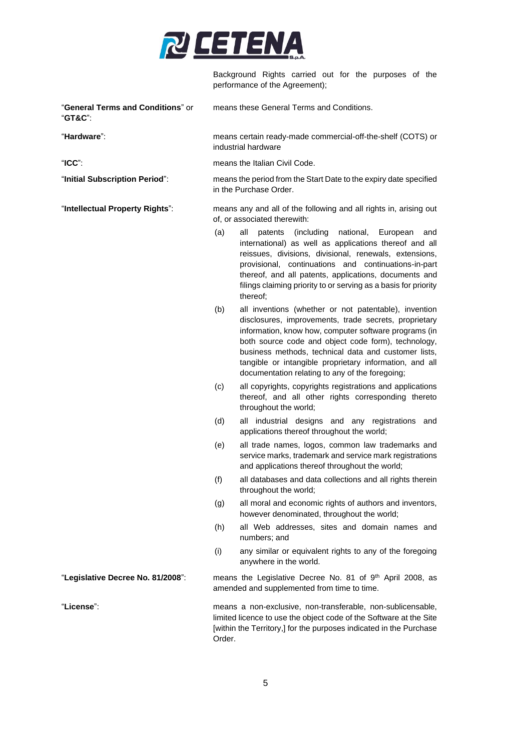Background Rights carried out for the purposes of the performance of the Agreement);

"**General Terms and Conditions**" or "**GT&C**": means these General Terms and Conditions.

"**Hardware**": means certain ready-made commercial-off-the-shelf (COTS) or industrial hardware

"**ICC**": means the Italian Civil Code.

"**Initial Subscription Period**": means the period from the Start Date to the expiry date specified in the Purchase Order.

"**Intellectual Property Rights**": means any and all of the following and all rights in, arising out of, or associated therewith:

(a) all patents (including national, European and international) as well as applications thereof and all reissues, divisions, divisional, renewals, extensions, provisional, continuations and continuations-in-part thereof, and all patents, applications, documents and filings claiming priority to or serving as a basis for priority thereof;

(b) all inventions (whether or not patentable), invention disclosures, improvements, trade secrets, proprietary information, know how, computer software programs (in both source code and object code form), technology, business methods, technical data and customer lists, tangible or intangible proprietary information, and all documentation relating to any of the foregoing;

(c) all copyrights, copyrights registrations and applications thereof, and all other rights corresponding thereto throughout the world;

(d) all industrial designs and any registrations and applications thereof throughout the world;

(e) all trade names, logos, common law trademarks and service marks, trademark and service mark registrations and applications thereof throughout the world;

(f) all databases and data collections and all rights therein throughout the world;

(g) all moral and economic rights of authors and inventors, however denominated, throughout the world;

(h) all Web addresses, sites and domain names and numbers; and

(i) any similar or equivalent rights to any of the foregoing anywhere in the world.

"**Legislative Decree No. 81/2008**": means the Legislative Decree No. 81 of 9th April 2008, as amended and supplemented from time to time.

"**License**": means a non-exclusive, non-transferable, non-sublicensable, limited licence to use the object code of the Software at the Site [within the Territory,] for the purposes indicated in the Purchase Order.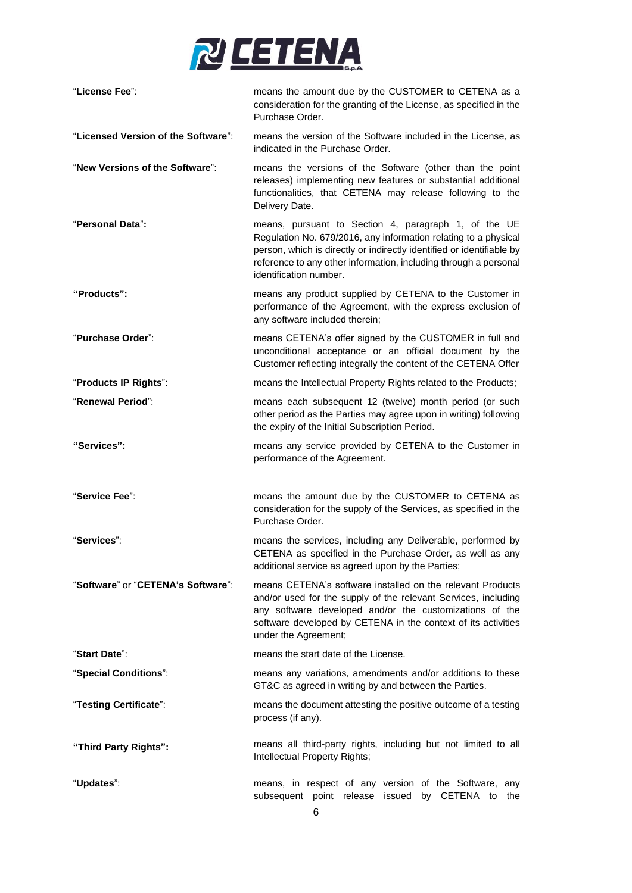"**License Fee**": means the amount due by the CUSTOMER to CETENA as a consideration for the granting of the License, as specified in the Purchase Order.

"**Licensed Version of the Software**": means the version of the Software included in the License, as indicated in the Purchase Order.

"**New Versions of the Software**": means the versions of the Software (other than the point releases) implementing new features or substantial additional functionalities, that CETENA may release following to the Delivery Date.

"**Personal Data**": means, pursuant to Section 4, paragraph 1, of the UE Regulation No. 679/2016, any information relating to a physical person, which is directly or indirectly identified or identifiable by reference to any other information, including through a personal identification number.

**"Products":** means any product supplied by CETENA to the Customer in performance of the Agreement, with the express exclusion of any software included therein;

"**Purchase Order**": means CETENA's offer signed by the CUSTOMER in full and unconditional acceptance or an official document by the Customer reflecting integrally the content of the CETENA Offer

"**Products IP Rights**": means the Intellectual Property Rights related to the Products;

"**Renewal Period**": means each subsequent 12 (twelve) month period (or such other period as the Parties may agree upon in writing) following the expiry of the Initial Subscription Period.

**"Services":** means any service provided by CETENA to the Customer in performance of the Agreement.

"**Service Fee**": means the amount due by the CUSTOMER to CETENA as consideration for the supply of the Services, as specified in the Purchase Order.

"**Services**": means the services, including any Deliverable, performed by CETENA as specified in the Purchase Order, as well as any additional service as agreed upon by the Parties;

"**Software**" or "**CETENA's Software**": means CETENA's software installed on the relevant Products and/or used for the supply of the relevant Services, including any software developed and/or the customizations of the software developed by CETENA in the context of its activities under the Agreement;

"**Start Date**": means the start date of the License.

"**Special Conditions**": means any variations, amendments and/or additions to these GT&C as agreed in writing by and between the Parties.

"**Testing Certificate**": means the document attesting the positive outcome of a testing process (if any).

**"Third Party Rights":** means all third-party rights, including but not limited to all Intellectual Property Rights;

"**Updates**": means, in respect of any version of the Software, any subsequent point release issued by CETENA to the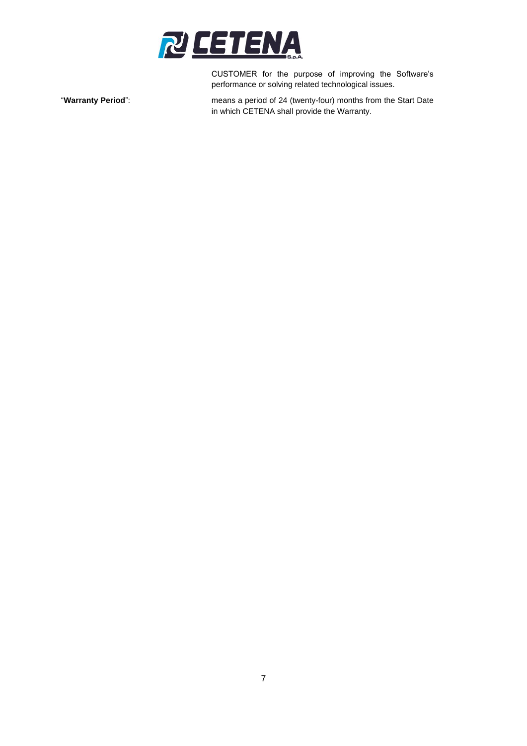CUSTOMER for the purpose of improving the Software's performance or solving related technological issues.

"**Warranty Period**": means a period of 24 (twenty-four) months from the Start Date in which CETENA shall provide the Warranty.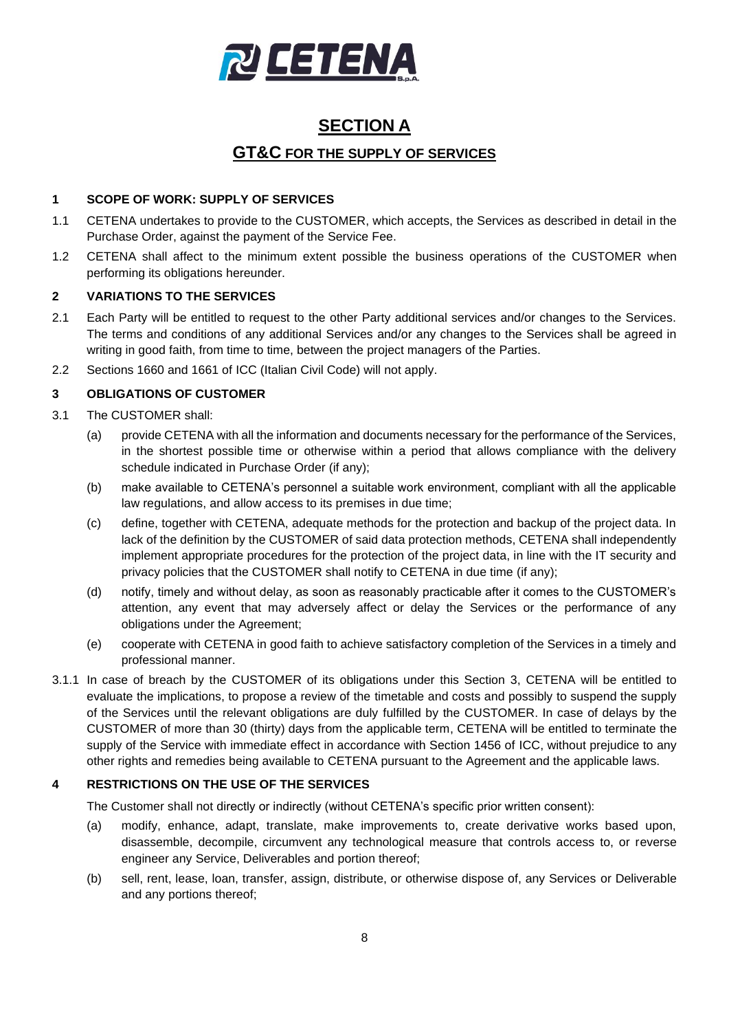# SECTION A

## GT&C FOR THE SUPPLY OF SERVICES

### 1 SCOPE OF WORK: SUPPLY OF SERVICES

1.1 CETENA undertakes to provide to the CUSTOMER, which accepts, the Services as described in detail in the Purchase Order, against the payment of the Service Fee.

1.2 CETENA shall affect to the minimum extent possible the business operations of the CUSTOMER when performing its obligations hereunder.

### 2 VARIATIONS TO THE SERVICES

2.1 Each Party will be entitled to request to the other Party additional services and/or changes to the Services. The terms and conditions of any additional Services and/or any changes to the Services shall be agreed in writing in good faith, from time to time, between the project managers of the Parties.

2.2 Sections 1660 and 1661 of ICC (Italian Civil Code) will not apply.

### 3 OBLIGATIONS OF CUSTOMER

3.1 The CUSTOMER shall:

(a) provide CETENA with all the information and documents necessary for the performance of the Services, in the shortest possible time or otherwise within a period that allows compliance with the delivery schedule indicated in Purchase Order (if any);

(b) make available to CETENA's personnel a suitable work environment, compliant with all the applicable law regulations, and allow access to its premises in due time;

(c) define, together with CETENA, adequate methods for the protection and backup of the project data. In lack of the definition by the CUSTOMER of said data protection methods, CETENA shall independently implement appropriate procedures for the protection of the project data, in line with the IT security and privacy policies that the CUSTOMER shall notify to CETENA in due time (if any);

(d) notify, timely and without delay, as soon as reasonably practicable after it comes to the CUSTOMER's attention, any event that may adversely affect or delay the Services or the performance of any obligations under the Agreement;

(e) cooperate with CETENA in good faith to achieve satisfactory completion of the Services in a timely and professional manner.

3.1.1 In case of breach by the CUSTOMER of its obligations under this Section 3, CETENA will be entitled to evaluate the implications, to propose a review of the timetable and costs and possibly to suspend the supply of the Services until the relevant obligations are duly fulfilled by the CUSTOMER. In case of delays by the CUSTOMER of more than 30 (thirty) days from the applicable term, CETENA will be entitled to terminate the supply of the Service with immediate effect in accordance with Section 1456 of ICC, without prejudice to any other rights and remedies being available to CETENA pursuant to the Agreement and the applicable laws.

### 4 RESTRICTIONS ON THE USE OF THE SERVICES

The Customer shall not directly or indirectly (without CETENA's specific prior written consent):

(a) modify, enhance, adapt, translate, make improvements to, create derivative works based upon, disassemble, decompile, circumvent any technological measure that controls access to, or reverse engineer any Service, Deliverables and portion thereof;

(b) sell, rent, lease, loan, transfer, assign, distribute, or otherwise dispose of, any Services or Deliverable and any portions thereof;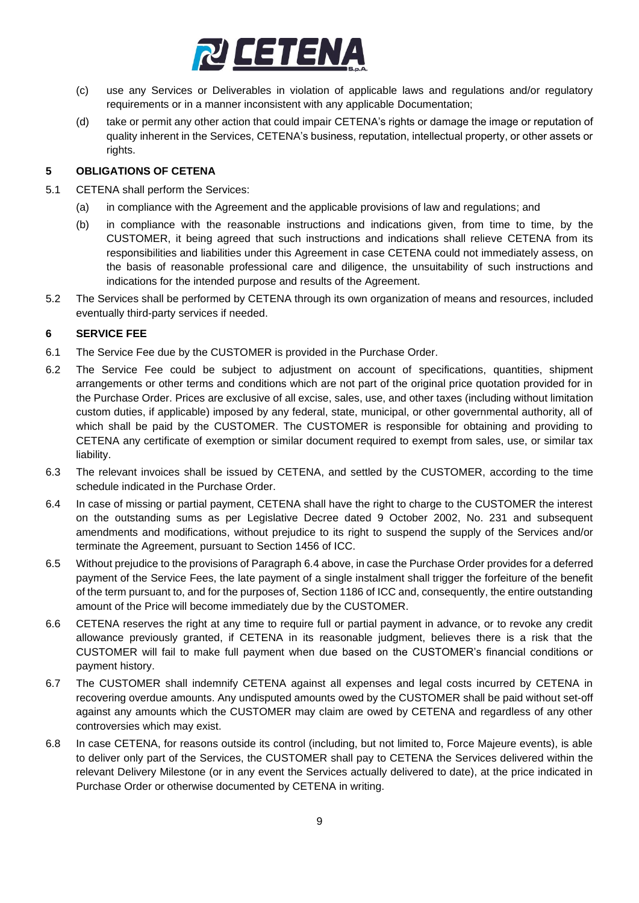(c) use any Services or Deliverables in violation of applicable laws and regulations and/or regulatory requirements or in a manner inconsistent with any applicable Documentation;

(d) take or permit any other action that could impair CETENA's rights or damage the image or reputation of quality inherent in the Services, CETENA's business, reputation, intellectual property, or other assets or rights.

## 5 OBLIGATIONS OF CETENA

5.1 CETENA shall perform the Services:

(a) in compliance with the Agreement and the applicable provisions of law and regulations; and

(b) in compliance with the reasonable instructions and indications given, from time to time, by the CUSTOMER, it being agreed that such instructions and indications shall relieve CETENA from its responsibilities and liabilities under this Agreement in case CETENA could not immediately assess, on the basis of reasonable professional care and diligence, the unsuitability of such instructions and indications for the intended purpose and results of the Agreement.

5.2 The Services shall be performed by CETENA through its own organization of means and resources, included eventually third-party services if needed.

## 6 SERVICE FEE

6.1 The Service Fee due by the CUSTOMER is provided in the Purchase Order.

6.2 The Service Fee could be subject to adjustment on account of specifications, quantities, shipment arrangements or other terms and conditions which are not part of the original price quotation provided for in the Purchase Order. Prices are exclusive of all excise, sales, use, and other taxes (including without limitation custom duties, if applicable) imposed by any federal, state, municipal, or other governmental authority, all of which shall be paid by the CUSTOMER. The CUSTOMER is responsible for obtaining and providing to CETENA any certificate of exemption or similar document required to exempt from sales, use, or similar tax liability.

6.3 The relevant invoices shall be issued by CETENA, and settled by the CUSTOMER, according to the time schedule indicated in the Purchase Order.

6.4 In case of missing or partial payment, CETENA shall have the right to charge to the CUSTOMER the interest on the outstanding sums as per Legislative Decree dated 9 October 2002, No. 231 and subsequent amendments and modifications, without prejudice to its right to suspend the supply of the Services and/or terminate the Agreement, pursuant to Section 1456 of ICC.

6.5 Without prejudice to the provisions of Paragraph 6.4 above, in case the Purchase Order provides for a deferred payment of the Service Fees, the late payment of a single instalment shall trigger the forfeiture of the benefit of the term pursuant to, and for the purposes of, Section 1186 of ICC and, consequently, the entire outstanding amount of the Price will become immediately due by the CUSTOMER.

6.6 CETENA reserves the right at any time to require full or partial payment in advance, or to revoke any credit allowance previously granted, if CETENA in its reasonable judgment, believes there is a risk that the CUSTOMER will fail to make full payment when due based on the CUSTOMER's financial conditions or payment history.

6.7 The CUSTOMER shall indemnify CETENA against all expenses and legal costs incurred by CETENA in recovering overdue amounts. Any undisputed amounts owed by the CUSTOMER shall be paid without set-off against any amounts which the CUSTOMER may claim are owed by CETENA and regardless of any other controversies which may exist.

6.8 In case CETENA, for reasons outside its control (including, but not limited to, Force Majeure events), is able to deliver only part of the Services, the CUSTOMER shall pay to CETENA the Services delivered within the relevant Delivery Milestone (or in any event the Services actually delivered to date), at the price indicated in Purchase Order or otherwise documented by CETENA in writing.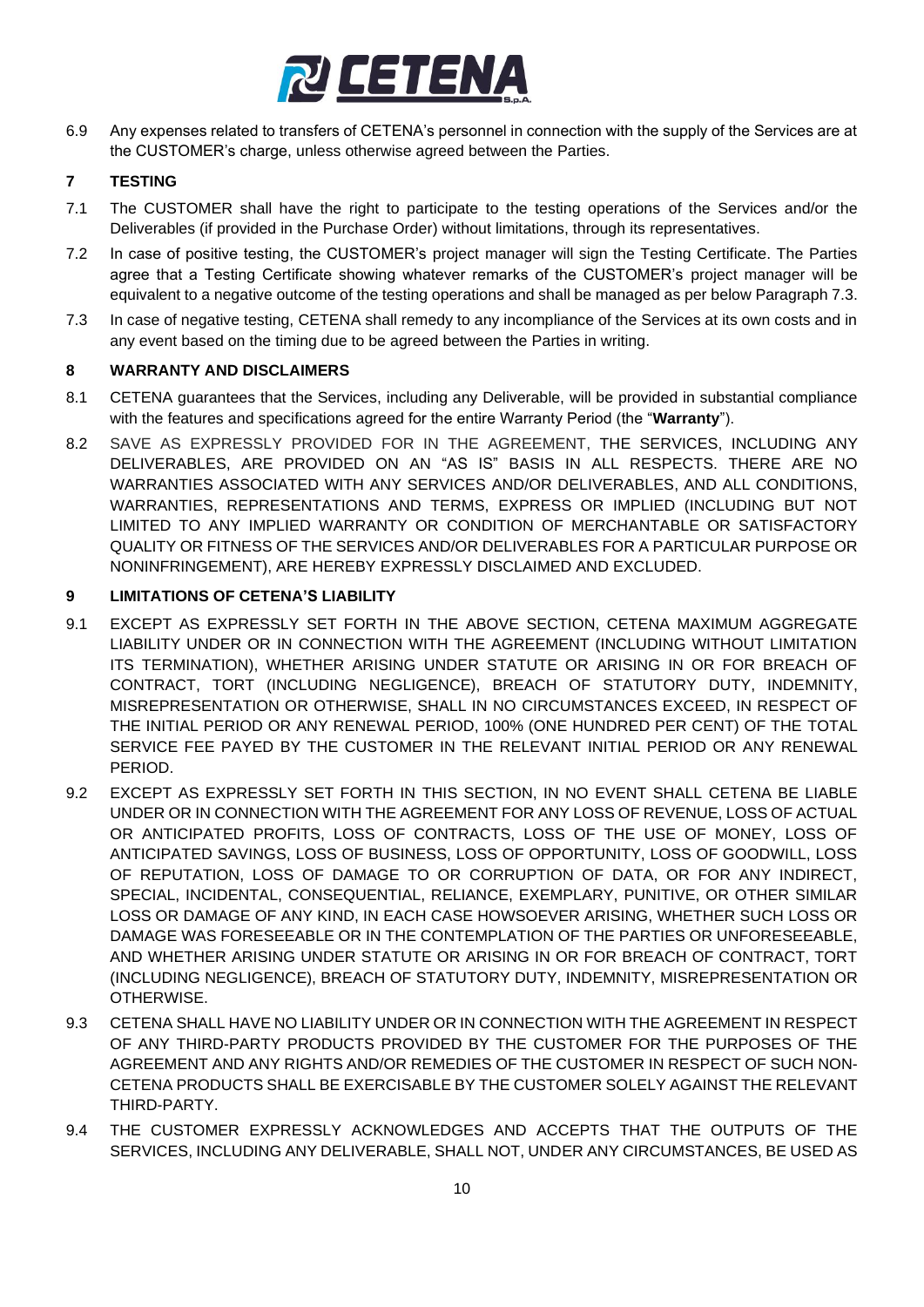6.9 Any expenses related to transfers of CETENA's personnel in connection with the supply of the Services are at the CUSTOMER's charge, unless otherwise agreed between the Parties.

## 7 TESTING

7.1 The CUSTOMER shall have the right to participate to the testing operations of the Services and/or the Deliverables (if provided in the Purchase Order) without limitations, through its representatives.

7.2 In case of positive testing, the CUSTOMER's project manager will sign the Testing Certificate. The Parties agree that a Testing Certificate showing whatever remarks of the CUSTOMER's project manager will be equivalent to a negative outcome of the testing operations and shall be managed as per below Paragraph 7.3.

7.3 In case of negative testing, CETENA shall remedy to any incompliance of the Services at its own costs and in any event based on the timing due to be agreed between the Parties in writing.

## 8 WARRANTY AND DISCLAIMERS

8.1 CETENA guarantees that the Services, including any Deliverable, will be provided in substantial compliance with the features and specifications agreed for the entire Warranty Period (the "**Warranty**").

8.2 SAVE AS EXPRESSLY PROVIDED FOR IN THE AGREEMENT, THE SERVICES, INCLUDING ANY DELIVERABLES, ARE PROVIDED ON AN "AS IS" BASIS IN ALL RESPECTS. THERE ARE NO WARRANTIES ASSOCIATED WITH ANY SERVICES AND/OR DELIVERABLES, AND ALL CONDITIONS, WARRANTIES, REPRESENTATIONS AND TERMS, EXPRESS OR IMPLIED (INCLUDING BUT NOT LIMITED TO ANY IMPLIED WARRANTY OR CONDITION OF MERCHANTABLE OR SATISFACTORY QUALITY OR FITNESS OF THE SERVICES AND/OR DELIVERABLES FOR A PARTICULAR PURPOSE OR NONINFRINGEMENT), ARE HEREBY EXPRESSLY DISCLAIMED AND EXCLUDED.

## 9 LIMITATIONS OF CETENA'S LIABILITY

9.1 EXCEPT AS EXPRESSLY SET FORTH IN THE ABOVE SECTION, CETENA MAXIMUM AGGREGATE LIABILITY UNDER OR IN CONNECTION WITH THE AGREEMENT (INCLUDING WITHOUT LIMITATION ITS TERMINATION), WHETHER ARISING UNDER STATUTE OR ARISING IN OR FOR BREACH OF CONTRACT, TORT (INCLUDING NEGLIGENCE), BREACH OF STATUTORY DUTY, INDEMNITY, MISREPRESENTATION OR OTHERWISE, SHALL IN NO CIRCUMSTANCES EXCEED, IN RESPECT OF THE INITIAL PERIOD OR ANY RENEWAL PERIOD, 100% (ONE HUNDRED PER CENT) OF THE TOTAL SERVICE FEE PAYED BY THE CUSTOMER IN THE RELEVANT INITIAL PERIOD OR ANY RENEWAL PERIOD.

9.2 EXCEPT AS EXPRESSLY SET FORTH IN THIS SECTION, IN NO EVENT SHALL CETENA BE LIABLE UNDER OR IN CONNECTION WITH THE AGREEMENT FOR ANY LOSS OF REVENUE, LOSS OF ACTUAL OR ANTICIPATED PROFITS, LOSS OF CONTRACTS, LOSS OF THE USE OF MONEY, LOSS OF ANTICIPATED SAVINGS, LOSS OF BUSINESS, LOSS OF OPPORTUNITY, LOSS OF GOODWILL, LOSS OF REPUTATION, LOSS OF DAMAGE TO OR CORRUPTION OF DATA, OR FOR ANY INDIRECT, SPECIAL, INCIDENTAL, CONSEQUENTIAL, RELIANCE, EXEMPLARY, PUNITIVE, OR OTHER SIMILAR LOSS OR DAMAGE OF ANY KIND, IN EACH CASE HOWSOEVER ARISING, WHETHER SUCH LOSS OR DAMAGE WAS FORESEEABLE OR IN THE CONTEMPLATION OF THE PARTIES OR UNFORESEEABLE, AND WHETHER ARISING UNDER STATUTE OR ARISING IN OR FOR BREACH OF CONTRACT, TORT (INCLUDING NEGLIGENCE), BREACH OF STATUTORY DUTY, INDEMNITY, MISREPRESENTATION OR OTHERWISE.

9.3 CETENA SHALL HAVE NO LIABILITY UNDER OR IN CONNECTION WITH THE AGREEMENT IN RESPECT OF ANY THIRD-PARTY PRODUCTS PROVIDED BY THE CUSTOMER FOR THE PURPOSES OF THE AGREEMENT AND ANY RIGHTS AND/OR REMEDIES OF THE CUSTOMER IN RESPECT OF SUCH NON-CETENA PRODUCTS SHALL BE EXERCISABLE BY THE CUSTOMER SOLELY AGAINST THE RELEVANT THIRD-PARTY.

9.4 THE CUSTOMER EXPRESSLY ACKNOWLEDGES AND ACCEPTS THAT THE OUTPUTS OF THE SERVICES, INCLUDING ANY DELIVERABLE, SHALL NOT, UNDER ANY CIRCUMSTANCES, BE USED AS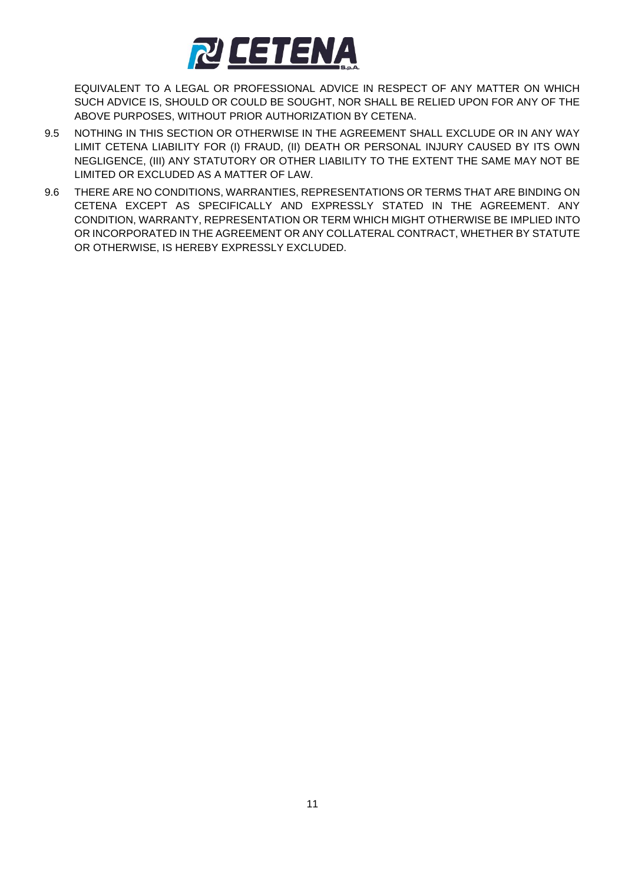EQUIVALENT TO A LEGAL OR PROFESSIONAL ADVICE IN RESPECT OF ANY MATTER ON WHICH SUCH ADVICE IS, SHOULD OR COULD BE SOUGHT, NOR SHALL BE RELIED UPON FOR ANY OF THE ABOVE PURPOSES, WITHOUT PRIOR AUTHORIZATION BY CETENA.

9.5 NOTHING IN THIS SECTION OR OTHERWISE IN THE AGREEMENT SHALL EXCLUDE OR IN ANY WAY LIMIT CETENA LIABILITY FOR (I) FRAUD, (II) DEATH OR PERSONAL INJURY CAUSED BY ITS OWN NEGLIGENCE, (III) ANY STATUTORY OR OTHER LIABILITY TO THE EXTENT THE SAME MAY NOT BE LIMITED OR EXCLUDED AS A MATTER OF LAW.

9.6 THERE ARE NO CONDITIONS, WARRANTIES, REPRESENTATIONS OR TERMS THAT ARE BINDING ON CETENA EXCEPT AS SPECIFICALLY AND EXPRESSLY STATED IN THE AGREEMENT. ANY CONDITION, WARRANTY, REPRESENTATION OR TERM WHICH MIGHT OTHERWISE BE IMPLIED INTO OR INCORPORATED IN THE AGREEMENT OR ANY COLLATERAL CONTRACT, WHETHER BY STATUTE OR OTHERWISE, IS HEREBY EXPRESSLY EXCLUDED.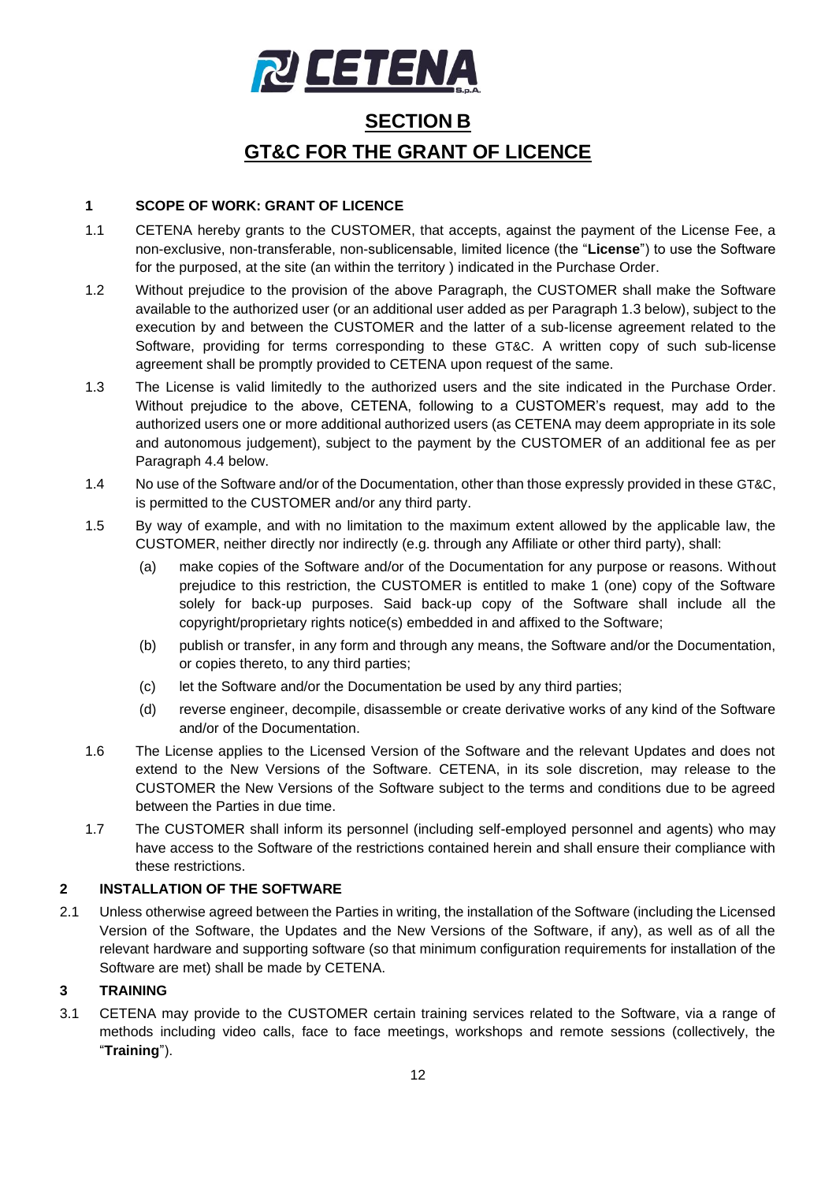# SECTION B

# GT&C FOR THE GRANT OF LICENCE

## 1 SCOPE OF WORK: GRANT OF LICENCE

1.1 CETENA hereby grants to the CUSTOMER, that accepts, against the payment of the License Fee, a non-exclusive, non-transferable, non-sublicensable, limited licence (the "**License**") to use the Software for the purposed, at the site (an within the territory ) indicated in the Purchase Order.

1.2 Without prejudice to the provision of the above Paragraph, the CUSTOMER shall make the Software available to the authorized user (or an additional user added as per Paragraph 1.3 below), subject to the execution by and between the CUSTOMER and the latter of a sub-license agreement related to the Software, providing for terms corresponding to these GT&C. A written copy of such sub-license agreement shall be promptly provided to CETENA upon request of the same.

1.3 The License is valid limitedly to the authorized users and the site indicated in the Purchase Order. Without prejudice to the above, CETENA, following to a CUSTOMER's request, may add to the authorized users one or more additional authorized users (as CETENA may deem appropriate in its sole and autonomous judgement), subject to the payment by the CUSTOMER of an additional fee as per Paragraph 4.4 below.

1.4 No use of the Software and/or of the Documentation, other than those expressly provided in these GT&C, is permitted to the CUSTOMER and/or any third party.

1.5 By way of example, and with no limitation to the maximum extent allowed by the applicable law, the CUSTOMER, neither directly nor indirectly (e.g. through any Affiliate or other third party), shall:

(a) make copies of the Software and/or of the Documentation for any purpose or reasons. Without prejudice to this restriction, the CUSTOMER is entitled to make 1 (one) copy of the Software solely for back-up purposes. Said back-up copy of the Software shall include all the copyright/proprietary rights notice(s) embedded in and affixed to the Software;

(b) publish or transfer, in any form and through any means, the Software and/or the Documentation, or copies thereto, to any third parties;

(c) let the Software and/or the Documentation be used by any third parties;

(d) reverse engineer, decompile, disassemble or create derivative works of any kind of the Software and/or of the Documentation.

1.6 The License applies to the Licensed Version of the Software and the relevant Updates and does not extend to the New Versions of the Software. CETENA, in its sole discretion, may release to the CUSTOMER the New Versions of the Software subject to the terms and conditions due to be agreed between the Parties in due time.

1.7 The CUSTOMER shall inform its personnel (including self-employed personnel and agents) who may have access to the Software of the restrictions contained herein and shall ensure their compliance with these restrictions.

## 2 INSTALLATION OF THE SOFTWARE

2.1 Unless otherwise agreed between the Parties in writing, the installation of the Software (including the Licensed Version of the Software, the Updates and the New Versions of the Software, if any), as well as of all the relevant hardware and supporting software (so that minimum configuration requirements for installation of the Software are met) shall be made by CETENA.

## 3 TRAINING

3.1 CETENA may provide to the CUSTOMER certain training services related to the Software, via a range of methods including video calls, face to face meetings, workshops and remote sessions (collectively, the "**Training**").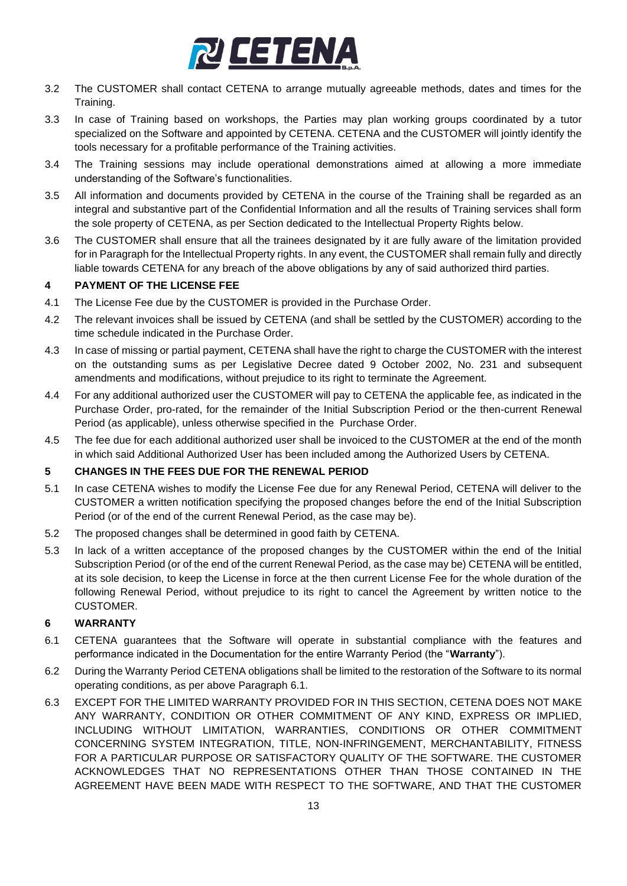3.2 The CUSTOMER shall contact CETENA to arrange mutually agreeable methods, dates and times for the Training.

3.3 In case of Training based on workshops, the Parties may plan working groups coordinated by a tutor specialized on the Software and appointed by CETENA. CETENA and the CUSTOMER will jointly identify the tools necessary for a profitable performance of the Training activities.

3.4 The Training sessions may include operational demonstrations aimed at allowing a more immediate understanding of the Software's functionalities.

3.5 All information and documents provided by CETENA in the course of the Training shall be regarded as an integral and substantive part of the Confidential Information and all the results of Training services shall form the sole property of CETENA, as per Section dedicated to the Intellectual Property Rights below.

3.6 The CUSTOMER shall ensure that all the trainees designated by it are fully aware of the limitation provided for in Paragraph for the Intellectual Property rights. In any event, the CUSTOMER shall remain fully and directly liable towards CETENA for any breach of the above obligations by any of said authorized third parties.

## 4 PAYMENT OF THE LICENSE FEE

4.1 The License Fee due by the CUSTOMER is provided in the Purchase Order.

4.2 The relevant invoices shall be issued by CETENA (and shall be settled by the CUSTOMER) according to the time schedule indicated in the Purchase Order.

4.3 In case of missing or partial payment, CETENA shall have the right to charge the CUSTOMER with the interest on the outstanding sums as per Legislative Decree dated 9 October 2002, No. 231 and subsequent amendments and modifications, without prejudice to its right to terminate the Agreement.

4.4 For any additional authorized user the CUSTOMER will pay to CETENA the applicable fee, as indicated in the Purchase Order, pro-rated, for the remainder of the Initial Subscription Period or the then-current Renewal Period (as applicable), unless otherwise specified in the Purchase Order.

4.5 The fee due for each additional authorized user shall be invoiced to the CUSTOMER at the end of the month in which said Additional Authorized User has been included among the Authorized Users by CETENA.

## 5 CHANGES IN THE FEES DUE FOR THE RENEWAL PERIOD

5.1 In case CETENA wishes to modify the License Fee due for any Renewal Period, CETENA will deliver to the CUSTOMER a written notification specifying the proposed changes before the end of the Initial Subscription Period (or of the end of the current Renewal Period, as the case may be).

5.2 The proposed changes shall be determined in good faith by CETENA.

5.3 In lack of a written acceptance of the proposed changes by the CUSTOMER within the end of the Initial Subscription Period (or of the end of the current Renewal Period, as the case may be) CETENA will be entitled, at its sole decision, to keep the License in force at the then current License Fee for the whole duration of the following Renewal Period, without prejudice to its right to cancel the Agreement by written notice to the CUSTOMER.

## 6 WARRANTY

6.1 CETENA guarantees that the Software will operate in substantial compliance with the features and performance indicated in the Documentation for the entire Warranty Period (the "**Warranty**").

6.2 During the Warranty Period CETENA obligations shall be limited to the restoration of the Software to its normal operating conditions, as per above Paragraph 6.1.

6.3 EXCEPT FOR THE LIMITED WARRANTY PROVIDED FOR IN THIS SECTION, CETENA DOES NOT MAKE ANY WARRANTY, CONDITION OR OTHER COMMITMENT OF ANY KIND, EXPRESS OR IMPLIED, INCLUDING WITHOUT LIMITATION, WARRANTIES, CONDITIONS OR OTHER COMMITMENT CONCERNING SYSTEM INTEGRATION, TITLE, NON-INFRINGEMENT, MERCHANTABILITY, FITNESS FOR A PARTICULAR PURPOSE OR SATISFACTORY QUALITY OF THE SOFTWARE. THE CUSTOMER ACKNOWLEDGES THAT NO REPRESENTATIONS OTHER THAN THOSE CONTAINED IN THE AGREEMENT HAVE BEEN MADE WITH RESPECT TO THE SOFTWARE, AND THAT THE CUSTOMER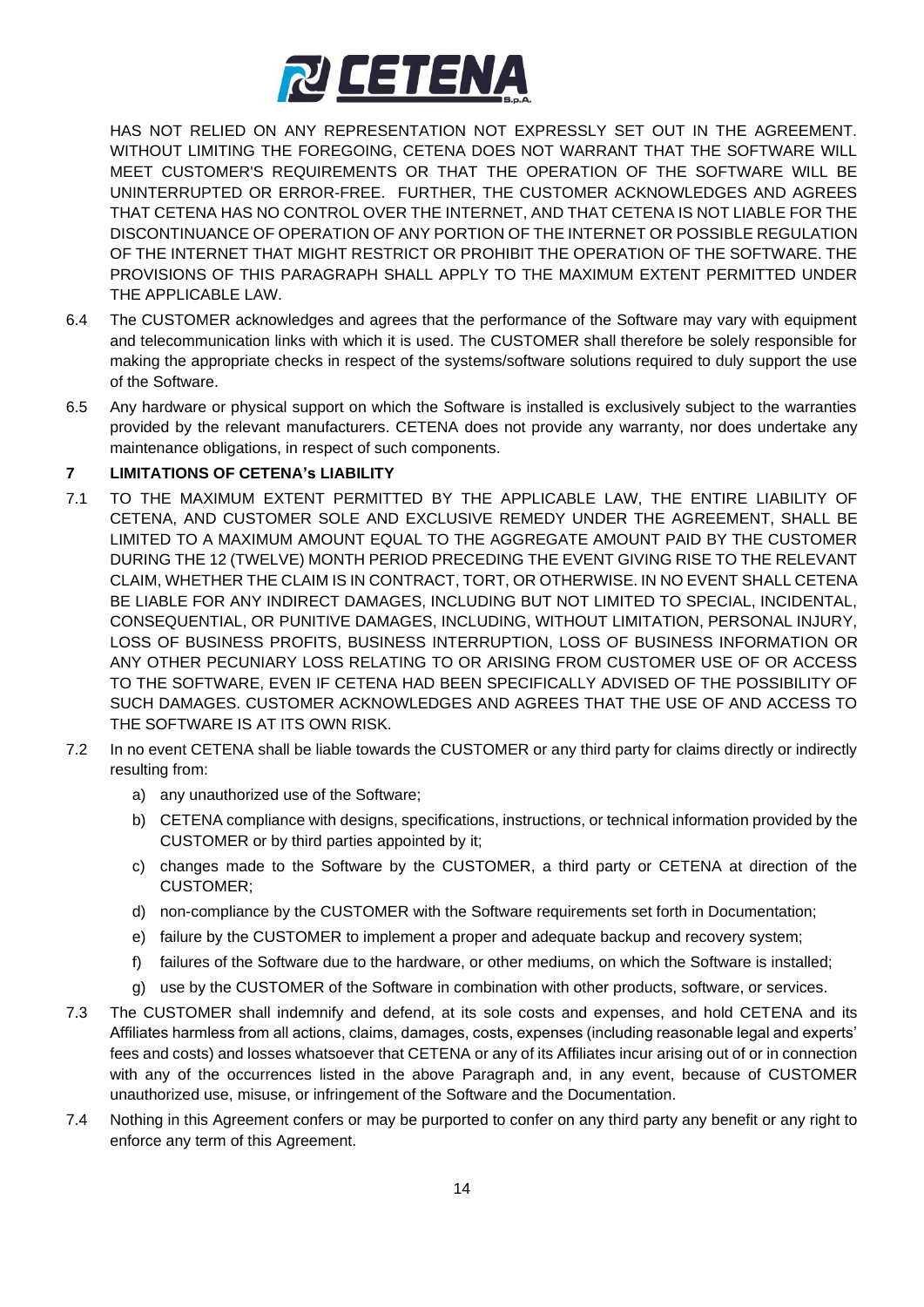HAS NOT RELIED ON ANY REPRESENTATION NOT EXPRESSLY SET OUT IN THE AGREEMENT. WITHOUT LIMITING THE FOREGOING, CETENA DOES NOT WARRANT THAT THE SOFTWARE WILL MEET CUSTOMER'S REQUIREMENTS OR THAT THE OPERATION OF THE SOFTWARE WILL BE UNINTERRUPTED OR ERROR-FREE. FURTHER, THE CUSTOMER ACKNOWLEDGES AND AGREES THAT CETENA HAS NO CONTROL OVER THE INTERNET, AND THAT CETENA IS NOT LIABLE FOR THE DISCONTINUANCE OF OPERATION OF ANY PORTION OF THE INTERNET OR POSSIBLE REGULATION OF THE INTERNET THAT MIGHT RESTRICT OR PROHIBIT THE OPERATION OF THE SOFTWARE. THE PROVISIONS OF THIS PARAGRAPH SHALL APPLY TO THE MAXIMUM EXTENT PERMITTED UNDER THE APPLICABLE LAW.

6.4 The CUSTOMER acknowledges and agrees that the performance of the Software may vary with equipment and telecommunication links with which it is used. The CUSTOMER shall therefore be solely responsible for making the appropriate checks in respect of the systems/software solutions required to duly support the use of the Software.

6.5 Any hardware or physical support on which the Software is installed is exclusively subject to the warranties provided by the relevant manufacturers. CETENA does not provide any warranty, nor does undertake any maintenance obligations, in respect of such components.

## 7 LIMITATIONS OF CETENA's LIABILITY

7.1 TO THE MAXIMUM EXTENT PERMITTED BY THE APPLICABLE LAW, THE ENTIRE LIABILITY OF CETENA, AND CUSTOMER SOLE AND EXCLUSIVE REMEDY UNDER THE AGREEMENT, SHALL BE LIMITED TO A MAXIMUM AMOUNT EQUAL TO THE AGGREGATE AMOUNT PAID BY THE CUSTOMER DURING THE 12 (TWELVE) MONTH PERIOD PRECEDING THE EVENT GIVING RISE TO THE RELEVANT CLAIM, WHETHER THE CLAIM IS IN CONTRACT, TORT, OR OTHERWISE. IN NO EVENT SHALL CETENA BE LIABLE FOR ANY INDIRECT DAMAGES, INCLUDING BUT NOT LIMITED TO SPECIAL, INCIDENTAL, CONSEQUENTIAL, OR PUNITIVE DAMAGES, INCLUDING, WITHOUT LIMITATION, PERSONAL INJURY, LOSS OF BUSINESS PROFITS, BUSINESS INTERRUPTION, LOSS OF BUSINESS INFORMATION OR ANY OTHER PECUNIARY LOSS RELATING TO OR ARISING FROM CUSTOMER USE OF OR ACCESS TO THE SOFTWARE, EVEN IF CETENA HAD BEEN SPECIFICALLY ADVISED OF THE POSSIBILITY OF SUCH DAMAGES. CUSTOMER ACKNOWLEDGES AND AGREES THAT THE USE OF AND ACCESS TO THE SOFTWARE IS AT ITS OWN RISK.

7.2 In no event CETENA shall be liable towards the CUSTOMER or any third party for claims directly or indirectly resulting from:

a) any unauthorized use of the Software;
b) CETENA compliance with designs, specifications, instructions, or technical information provided by the CUSTOMER or by third parties appointed by it;
c) changes made to the Software by the CUSTOMER, a third party or CETENA at direction of the CUSTOMER;
d) non-compliance by the CUSTOMER with the Software requirements set forth in Documentation;
e) failure by the CUSTOMER to implement a proper and adequate backup and recovery system;
f) failures of the Software due to the hardware, or other mediums, on which the Software is installed;
g) use by the CUSTOMER of the Software in combination with other products, software, or services.

7.3 The CUSTOMER shall indemnify and defend, at its sole costs and expenses, and hold CETENA and its Affiliates harmless from all actions, claims, damages, costs, expenses (including reasonable legal and experts' fees and costs) and losses whatsoever that CETENA or any of its Affiliates incur arising out of or in connection with any of the occurrences listed in the above Paragraph and, in any event, because of CUSTOMER unauthorized use, misuse, or infringement of the Software and the Documentation.

7.4 Nothing in this Agreement confers or may be purported to confer on any third party any benefit or any right to enforce any term of this Agreement.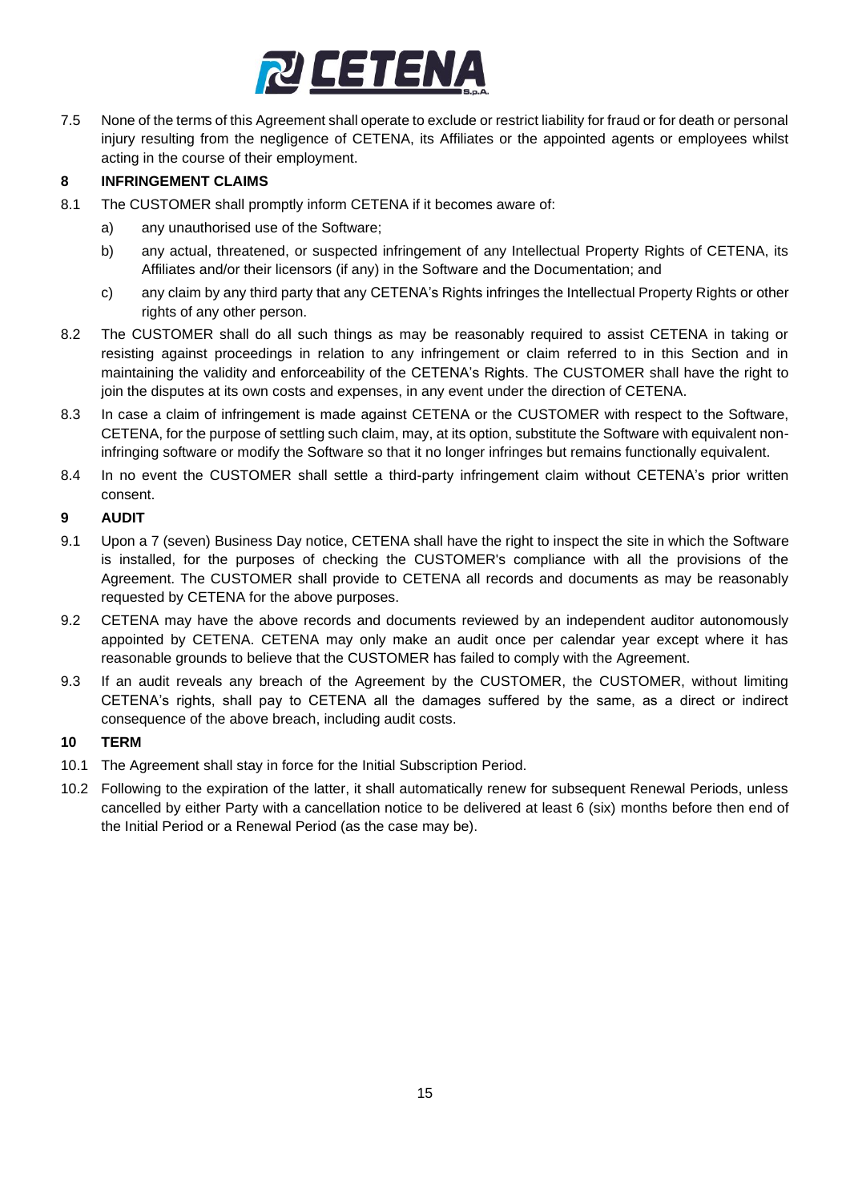7.5 None of the terms of this Agreement shall operate to exclude or restrict liability for fraud or for death or personal injury resulting from the negligence of CETENA, its Affiliates or the appointed agents or employees whilst acting in the course of their employment.

## 8 INFRINGEMENT CLAIMS

8.1 The CUSTOMER shall promptly inform CETENA if it becomes aware of:

a) any unauthorised use of the Software;

b) any actual, threatened, or suspected infringement of any Intellectual Property Rights of CETENA, its Affiliates and/or their licensors (if any) in the Software and the Documentation; and

c) any claim by any third party that any CETENA's Rights infringes the Intellectual Property Rights or other rights of any other person.

8.2 The CUSTOMER shall do all such things as may be reasonably required to assist CETENA in taking or resisting against proceedings in relation to any infringement or claim referred to in this Section and in maintaining the validity and enforceability of the CETENA's Rights. The CUSTOMER shall have the right to join the disputes at its own costs and expenses, in any event under the direction of CETENA.

8.3 In case a claim of infringement is made against CETENA or the CUSTOMER with respect to the Software, CETENA, for the purpose of settling such claim, may, at its option, substitute the Software with equivalent non-infringing software or modify the Software so that it no longer infringes but remains functionally equivalent.

8.4 In no event the CUSTOMER shall settle a third-party infringement claim without CETENA's prior written consent.

## 9 AUDIT

9.1 Upon a 7 (seven) Business Day notice, CETENA shall have the right to inspect the site in which the Software is installed, for the purposes of checking the CUSTOMER's compliance with all the provisions of the Agreement. The CUSTOMER shall provide to CETENA all records and documents as may be reasonably requested by CETENA for the above purposes.

9.2 CETENA may have the above records and documents reviewed by an independent auditor autonomously appointed by CETENA. CETENA may only make an audit once per calendar year except where it has reasonable grounds to believe that the CUSTOMER has failed to comply with the Agreement.

9.3 If an audit reveals any breach of the Agreement by the CUSTOMER, the CUSTOMER, without limiting CETENA's rights, shall pay to CETENA all the damages suffered by the same, as a direct or indirect consequence of the above breach, including audit costs.

## 10 TERM

10.1 The Agreement shall stay in force for the Initial Subscription Period.

10.2 Following to the expiration of the latter, it shall automatically renew for subsequent Renewal Periods, unless cancelled by either Party with a cancellation notice to be delivered at least 6 (six) months before then end of the Initial Period or a Renewal Period (as the case may be).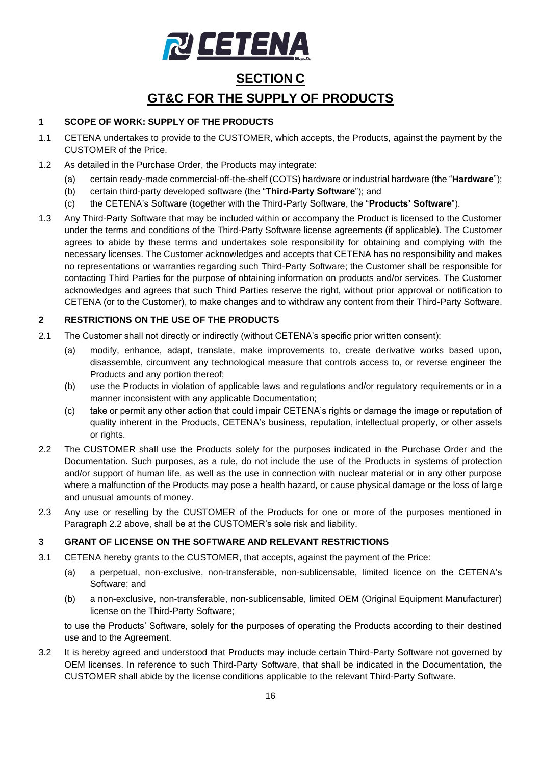# SECTION C

# GT&C FOR THE SUPPLY OF PRODUCTS

## 1 SCOPE OF WORK: SUPPLY OF THE PRODUCTS

1.1 CETENA undertakes to provide to the CUSTOMER, which accepts, the Products, against the payment by the CUSTOMER of the Price.

1.2 As detailed in the Purchase Order, the Products may integrate:

(a) certain ready-made commercial-off-the-shelf (COTS) hardware or industrial hardware (the "**Hardware**");

(b) certain third-party developed software (the "**Third-Party Software**"); and

(c) the CETENA's Software (together with the Third-Party Software, the "**Products' Software**").

1.3 Any Third-Party Software that may be included within or accompany the Product is licensed to the Customer under the terms and conditions of the Third-Party Software license agreements (if applicable). The Customer agrees to abide by these terms and undertakes sole responsibility for obtaining and complying with the necessary licenses. The Customer acknowledges and accepts that CETENA has no responsibility and makes no representations or warranties regarding such Third-Party Software; the Customer shall be responsible for contacting Third Parties for the purpose of obtaining information on products and/or services. The Customer acknowledges and agrees that such Third Parties reserve the right, without prior approval or notification to CETENA (or to the Customer), to make changes and to withdraw any content from their Third-Party Software.

## 2 RESTRICTIONS ON THE USE OF THE PRODUCTS

2.1 The Customer shall not directly or indirectly (without CETENA's specific prior written consent):

(a) modify, enhance, adapt, translate, make improvements to, create derivative works based upon, disassemble, circumvent any technological measure that controls access to, or reverse engineer the Products and any portion thereof;

(b) use the Products in violation of applicable laws and regulations and/or regulatory requirements or in a manner inconsistent with any applicable Documentation;

(c) take or permit any other action that could impair CETENA's rights or damage the image or reputation of quality inherent in the Products, CETENA's business, reputation, intellectual property, or other assets or rights.

2.2 The CUSTOMER shall use the Products solely for the purposes indicated in the Purchase Order and the Documentation. Such purposes, as a rule, do not include the use of the Products in systems of protection and/or support of human life, as well as the use in connection with nuclear material or in any other purpose where a malfunction of the Products may pose a health hazard, or cause physical damage or the loss of large and unusual amounts of money.

2.3 Any use or reselling by the CUSTOMER of the Products for one or more of the purposes mentioned in Paragraph 2.2 above, shall be at the CUSTOMER's sole risk and liability.

## 3 GRANT OF LICENSE ON THE SOFTWARE AND RELEVANT RESTRICTIONS

3.1 CETENA hereby grants to the CUSTOMER, that accepts, against the payment of the Price:

(a) a perpetual, non-exclusive, non-transferable, non-sublicensable, limited licence on the CETENA's Software; and

(b) a non-exclusive, non-transferable, non-sublicensable, limited OEM (Original Equipment Manufacturer) license on the Third-Party Software;

to use the Products' Software, solely for the purposes of operating the Products according to their destined use and to the Agreement.

3.2 It is hereby agreed and understood that Products may include certain Third-Party Software not governed by OEM licenses. In reference to such Third-Party Software, that shall be indicated in the Documentation, the CUSTOMER shall abide by the license conditions applicable to the relevant Third-Party Software.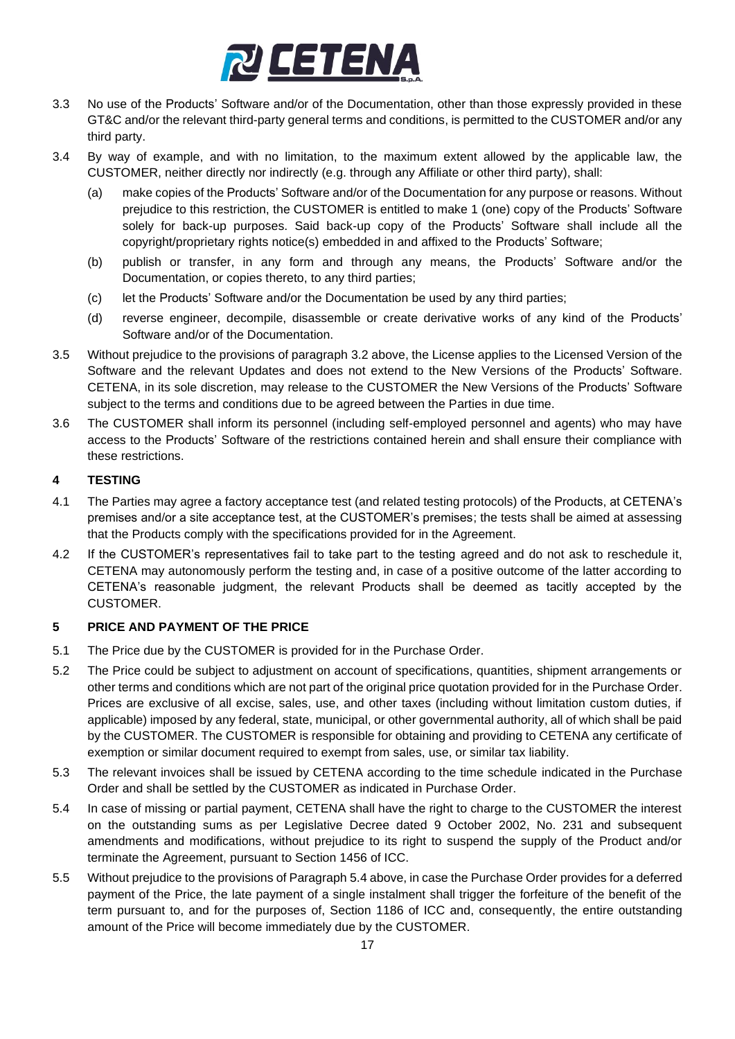3.3 No use of the Products' Software and/or of the Documentation, other than those expressly provided in these GT&C and/or the relevant third-party general terms and conditions, is permitted to the CUSTOMER and/or any third party.

3.4 By way of example, and with no limitation, to the maximum extent allowed by the applicable law, the CUSTOMER, neither directly nor indirectly (e.g. through any Affiliate or other third party), shall:

(a) make copies of the Products' Software and/or of the Documentation for any purpose or reasons. Without prejudice to this restriction, the CUSTOMER is entitled to make 1 (one) copy of the Products' Software solely for back-up purposes. Said back-up copy of the Products' Software shall include all the copyright/proprietary rights notice(s) embedded in and affixed to the Products' Software;

(b) publish or transfer, in any form and through any means, the Products' Software and/or the Documentation, or copies thereto, to any third parties;

(c) let the Products' Software and/or the Documentation be used by any third parties;

(d) reverse engineer, decompile, disassemble or create derivative works of any kind of the Products' Software and/or of the Documentation.

3.5 Without prejudice to the provisions of paragraph 3.2 above, the License applies to the Licensed Version of the Software and the relevant Updates and does not extend to the New Versions of the Products' Software. CETENA, in its sole discretion, may release to the CUSTOMER the New Versions of the Products' Software subject to the terms and conditions due to be agreed between the Parties in due time.

3.6 The CUSTOMER shall inform its personnel (including self-employed personnel and agents) who may have access to the Products' Software of the restrictions contained herein and shall ensure their compliance with these restrictions.

## 4 TESTING

4.1 The Parties may agree a factory acceptance test (and related testing protocols) of the Products, at CETENA's premises and/or a site acceptance test, at the CUSTOMER's premises; the tests shall be aimed at assessing that the Products comply with the specifications provided for in the Agreement.

4.2 If the CUSTOMER's representatives fail to take part to the testing agreed and do not ask to reschedule it, CETENA may autonomously perform the testing and, in case of a positive outcome of the latter according to CETENA's reasonable judgment, the relevant Products shall be deemed as tacitly accepted by the CUSTOMER.

## 5 PRICE AND PAYMENT OF THE PRICE

5.1 The Price due by the CUSTOMER is provided for in the Purchase Order.

5.2 The Price could be subject to adjustment on account of specifications, quantities, shipment arrangements or other terms and conditions which are not part of the original price quotation provided for in the Purchase Order. Prices are exclusive of all excise, sales, use, and other taxes (including without limitation custom duties, if applicable) imposed by any federal, state, municipal, or other governmental authority, all of which shall be paid by the CUSTOMER. The CUSTOMER is responsible for obtaining and providing to CETENA any certificate of exemption or similar document required to exempt from sales, use, or similar tax liability.

5.3 The relevant invoices shall be issued by CETENA according to the time schedule indicated in the Purchase Order and shall be settled by the CUSTOMER as indicated in Purchase Order.

5.4 In case of missing or partial payment, CETENA shall have the right to charge to the CUSTOMER the interest on the outstanding sums as per Legislative Decree dated 9 October 2002, No. 231 and subsequent amendments and modifications, without prejudice to its right to suspend the supply of the Product and/or terminate the Agreement, pursuant to Section 1456 of ICC.

5.5 Without prejudice to the provisions of Paragraph 5.4 above, in case the Purchase Order provides for a deferred payment of the Price, the late payment of a single instalment shall trigger the forfeiture of the benefit of the term pursuant to, and for the purposes of, Section 1186 of ICC and, consequently, the entire outstanding amount of the Price will become immediately due by the CUSTOMER.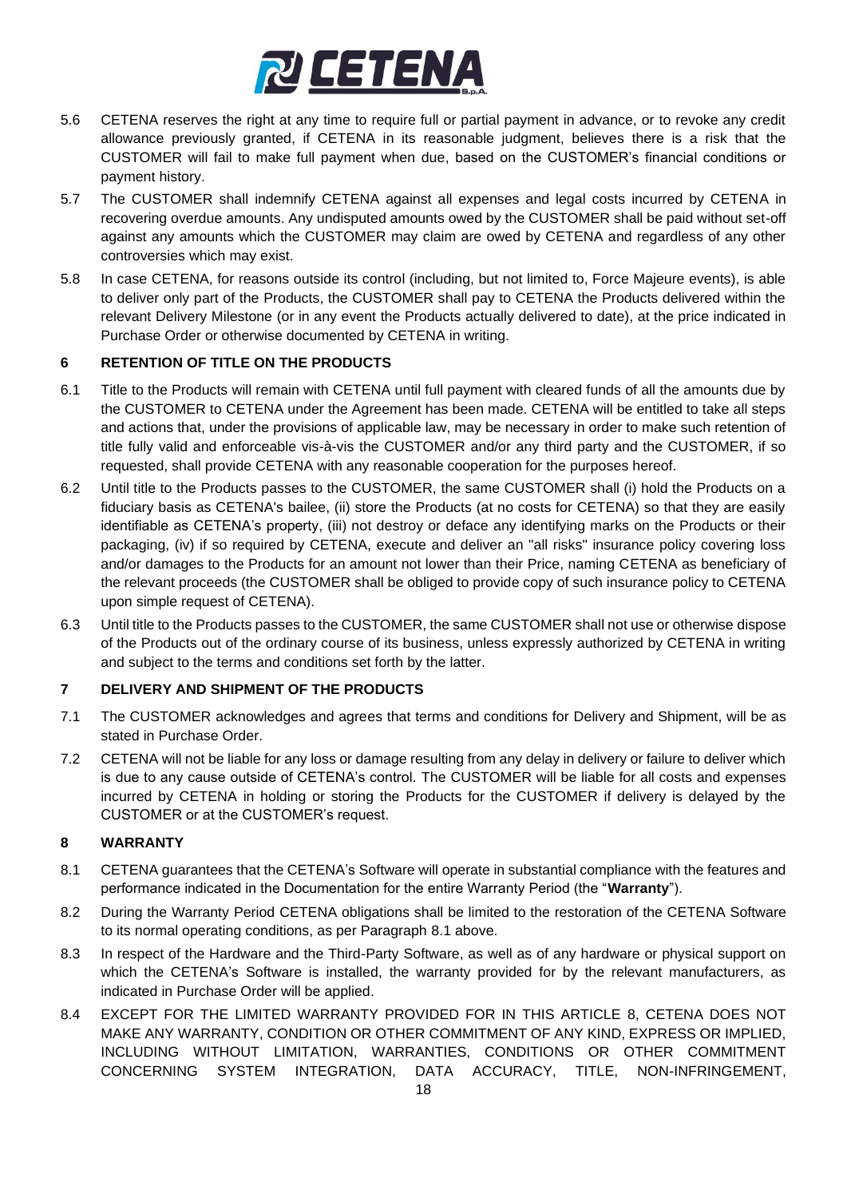5.6 CETENA reserves the right at any time to require full or partial payment in advance, or to revoke any credit allowance previously granted, if CETENA in its reasonable judgment, believes there is a risk that the CUSTOMER will fail to make full payment when due, based on the CUSTOMER's financial conditions or payment history.

5.7 The CUSTOMER shall indemnify CETENA against all expenses and legal costs incurred by CETENA in recovering overdue amounts. Any undisputed amounts owed by the CUSTOMER shall be paid without set-off against any amounts which the CUSTOMER may claim are owed by CETENA and regardless of any other controversies which may exist.

5.8 In case CETENA, for reasons outside its control (including, but not limited to, Force Majeure events), is able to deliver only part of the Products, the CUSTOMER shall pay to CETENA the Products delivered within the relevant Delivery Milestone (or in any event the Products actually delivered to date), at the price indicated in Purchase Order or otherwise documented by CETENA in writing.

## 6 RETENTION OF TITLE ON THE PRODUCTS

6.1 Title to the Products will remain with CETENA until full payment with cleared funds of all the amounts due by the CUSTOMER to CETENA under the Agreement has been made. CETENA will be entitled to take all steps and actions that, under the provisions of applicable law, may be necessary in order to make such retention of title fully valid and enforceable vis-à-vis the CUSTOMER and/or any third party and the CUSTOMER, if so requested, shall provide CETENA with any reasonable cooperation for the purposes hereof.

6.2 Until title to the Products passes to the CUSTOMER, the same CUSTOMER shall (i) hold the Products on a fiduciary basis as CETENA's bailee, (ii) store the Products (at no costs for CETENA) so that they are easily identifiable as CETENA's property, (iii) not destroy or deface any identifying marks on the Products or their packaging, (iv) if so required by CETENA, execute and deliver an "all risks" insurance policy covering loss and/or damages to the Products for an amount not lower than their Price, naming CETENA as beneficiary of the relevant proceeds (the CUSTOMER shall be obliged to provide copy of such insurance policy to CETENA upon simple request of CETENA).

6.3 Until title to the Products passes to the CUSTOMER, the same CUSTOMER shall not use or otherwise dispose of the Products out of the ordinary course of its business, unless expressly authorized by CETENA in writing and subject to the terms and conditions set forth by the latter.

## 7 DELIVERY AND SHIPMENT OF THE PRODUCTS

7.1 The CUSTOMER acknowledges and agrees that terms and conditions for Delivery and Shipment, will be as stated in Purchase Order.

7.2 CETENA will not be liable for any loss or damage resulting from any delay in delivery or failure to deliver which is due to any cause outside of CETENA's control. The CUSTOMER will be liable for all costs and expenses incurred by CETENA in holding or storing the Products for the CUSTOMER if delivery is delayed by the CUSTOMER or at the CUSTOMER's request.

## 8 WARRANTY

8.1 CETENA guarantees that the CETENA's Software will operate in substantial compliance with the features and performance indicated in the Documentation for the entire Warranty Period (the "**Warranty**").

8.2 During the Warranty Period CETENA obligations shall be limited to the restoration of the CETENA Software to its normal operating conditions, as per Paragraph 8.1 above.

8.3 In respect of the Hardware and the Third-Party Software, as well as of any hardware or physical support on which the CETENA's Software is installed, the warranty provided for by the relevant manufacturers, as indicated in Purchase Order will be applied.

8.4 EXCEPT FOR THE LIMITED WARRANTY PROVIDED FOR IN THIS ARTICLE 8, CETENA DOES NOT MAKE ANY WARRANTY, CONDITION OR OTHER COMMITMENT OF ANY KIND, EXPRESS OR IMPLIED, INCLUDING WITHOUT LIMITATION, WARRANTIES, CONDITIONS OR OTHER COMMITMENT CONCERNING SYSTEM INTEGRATION, DATA ACCURACY, TITLE, NON-INFRINGEMENT,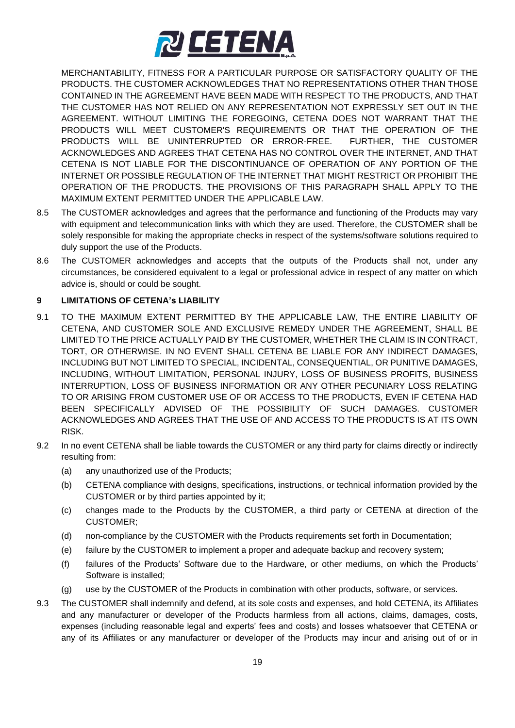MERCHANTABILITY, FITNESS FOR A PARTICULAR PURPOSE OR SATISFACTORY QUALITY OF THE PRODUCTS. THE CUSTOMER ACKNOWLEDGES THAT NO REPRESENTATIONS OTHER THAN THOSE CONTAINED IN THE AGREEMENT HAVE BEEN MADE WITH RESPECT TO THE PRODUCTS, AND THAT THE CUSTOMER HAS NOT RELIED ON ANY REPRESENTATION NOT EXPRESSLY SET OUT IN THE AGREEMENT. WITHOUT LIMITING THE FOREGOING, CETENA DOES NOT WARRANT THAT THE PRODUCTS WILL MEET CUSTOMER'S REQUIREMENTS OR THAT THE OPERATION OF THE PRODUCTS WILL BE UNINTERRUPTED OR ERROR-FREE. FURTHER, THE CUSTOMER ACKNOWLEDGES AND AGREES THAT CETENA HAS NO CONTROL OVER THE INTERNET, AND THAT CETENA IS NOT LIABLE FOR THE DISCONTINUANCE OF OPERATION OF ANY PORTION OF THE INTERNET OR POSSIBLE REGULATION OF THE INTERNET THAT MIGHT RESTRICT OR PROHIBIT THE OPERATION OF THE PRODUCTS. THE PROVISIONS OF THIS PARAGRAPH SHALL APPLY TO THE MAXIMUM EXTENT PERMITTED UNDER THE APPLICABLE LAW.

8.5 The CUSTOMER acknowledges and agrees that the performance and functioning of the Products may vary with equipment and telecommunication links with which they are used. Therefore, the CUSTOMER shall be solely responsible for making the appropriate checks in respect of the systems/software solutions required to duly support the use of the Products.

8.6 The CUSTOMER acknowledges and accepts that the outputs of the Products shall not, under any circumstances, be considered equivalent to a legal or professional advice in respect of any matter on which advice is, should or could be sought.

## 9 LIMITATIONS OF CETENA's LIABILITY

9.1 TO THE MAXIMUM EXTENT PERMITTED BY THE APPLICABLE LAW, THE ENTIRE LIABILITY OF CETENA, AND CUSTOMER SOLE AND EXCLUSIVE REMEDY UNDER THE AGREEMENT, SHALL BE LIMITED TO THE PRICE ACTUALLY PAID BY THE CUSTOMER, WHETHER THE CLAIM IS IN CONTRACT, TORT, OR OTHERWISE. IN NO EVENT SHALL CETENA BE LIABLE FOR ANY INDIRECT DAMAGES, INCLUDING BUT NOT LIMITED TO SPECIAL, INCIDENTAL, CONSEQUENTIAL, OR PUNITIVE DAMAGES, INCLUDING, WITHOUT LIMITATION, PERSONAL INJURY, LOSS OF BUSINESS PROFITS, BUSINESS INTERRUPTION, LOSS OF BUSINESS INFORMATION OR ANY OTHER PECUNIARY LOSS RELATING TO OR ARISING FROM CUSTOMER USE OF OR ACCESS TO THE PRODUCTS, EVEN IF CETENA HAD BEEN SPECIFICALLY ADVISED OF THE POSSIBILITY OF SUCH DAMAGES. CUSTOMER ACKNOWLEDGES AND AGREES THAT THE USE OF AND ACCESS TO THE PRODUCTS IS AT ITS OWN RISK.

9.2 In no event CETENA shall be liable towards the CUSTOMER or any third party for claims directly or indirectly resulting from:

(a) any unauthorized use of the Products;

(b) CETENA compliance with designs, specifications, instructions, or technical information provided by the CUSTOMER or by third parties appointed by it;

(c) changes made to the Products by the CUSTOMER, a third party or CETENA at direction of the CUSTOMER;

(d) non-compliance by the CUSTOMER with the Products requirements set forth in Documentation;

(e) failure by the CUSTOMER to implement a proper and adequate backup and recovery system;

(f) failures of the Products' Software due to the Hardware, or other mediums, on which the Products' Software is installed;

(g) use by the CUSTOMER of the Products in combination with other products, software, or services.

9.3 The CUSTOMER shall indemnify and defend, at its sole costs and expenses, and hold CETENA, its Affiliates and any manufacturer or developer of the Products harmless from all actions, claims, damages, costs, expenses (including reasonable legal and experts' fees and costs) and losses whatsoever that CETENA or any of its Affiliates or any manufacturer or developer of the Products may incur and arising out of or in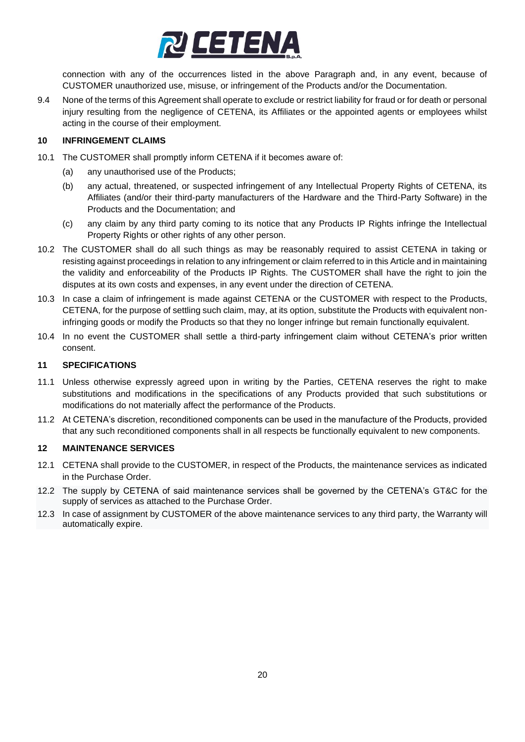connection with any of the occurrences listed in the above Paragraph and, in any event, because of CUSTOMER unauthorized use, misuse, or infringement of the Products and/or the Documentation.

9.4 None of the terms of this Agreement shall operate to exclude or restrict liability for fraud or for death or personal injury resulting from the negligence of CETENA, its Affiliates or the appointed agents or employees whilst acting in the course of their employment.

## 10 INFRINGEMENT CLAIMS

10.1 The CUSTOMER shall promptly inform CETENA if it becomes aware of:

(a) any unauthorised use of the Products;

(b) any actual, threatened, or suspected infringement of any Intellectual Property Rights of CETENA, its Affiliates (and/or their third-party manufacturers of the Hardware and the Third-Party Software) in the Products and the Documentation; and

(c) any claim by any third party coming to its notice that any Products IP Rights infringe the Intellectual Property Rights or other rights of any other person.

10.2 The CUSTOMER shall do all such things as may be reasonably required to assist CETENA in taking or resisting against proceedings in relation to any infringement or claim referred to in this Article and in maintaining the validity and enforceability of the Products IP Rights. The CUSTOMER shall have the right to join the disputes at its own costs and expenses, in any event under the direction of CETENA.

10.3 In case a claim of infringement is made against CETENA or the CUSTOMER with respect to the Products, CETENA, for the purpose of settling such claim, may, at its option, substitute the Products with equivalent non-infringing goods or modify the Products so that they no longer infringe but remain functionally equivalent.

10.4 In no event the CUSTOMER shall settle a third-party infringement claim without CETENA's prior written consent.

## 11 SPECIFICATIONS

11.1 Unless otherwise expressly agreed upon in writing by the Parties, CETENA reserves the right to make substitutions and modifications in the specifications of any Products provided that such substitutions or modifications do not materially affect the performance of the Products.

11.2 At CETENA's discretion, reconditioned components can be used in the manufacture of the Products, provided that any such reconditioned components shall in all respects be functionally equivalent to new components.

## 12 MAINTENANCE SERVICES

12.1 CETENA shall provide to the CUSTOMER, in respect of the Products, the maintenance services as indicated in the Purchase Order.

12.2 The supply by CETENA of said maintenance services shall be governed by the CETENA's GT&C for the supply of services as attached to the Purchase Order.

12.3 In case of assignment by CUSTOMER of the above maintenance services to any third party, the Warranty will automatically expire.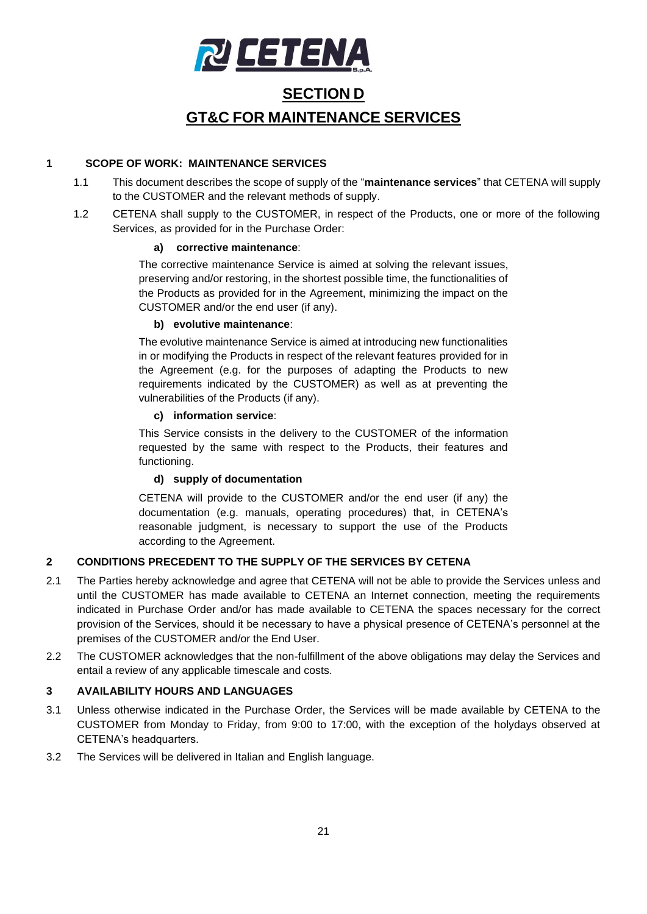# SECTION D

# GT&C FOR MAINTENANCE SERVICES

## 1 SCOPE OF WORK: MAINTENANCE SERVICES

1.1 This document describes the scope of supply of the "**maintenance services**" that CETENA will supply to the CUSTOMER and the relevant methods of supply.

1.2 CETENA shall supply to the CUSTOMER, in respect of the Products, one or more of the following Services, as provided for in the Purchase Order:

**a) corrective maintenance**:

The corrective maintenance Service is aimed at solving the relevant issues, preserving and/or restoring, in the shortest possible time, the functionalities of the Products as provided for in the Agreement, minimizing the impact on the CUSTOMER and/or the end user (if any).

**b) evolutive maintenance**:

The evolutive maintenance Service is aimed at introducing new functionalities in or modifying the Products in respect of the relevant features provided for in the Agreement (e.g. for the purposes of adapting the Products to new requirements indicated by the CUSTOMER) as well as at preventing the vulnerabilities of the Products (if any).

**c) information service**:

This Service consists in the delivery to the CUSTOMER of the information requested by the same with respect to the Products, their features and functioning.

**d) supply of documentation**

CETENA will provide to the CUSTOMER and/or the end user (if any) the documentation (e.g. manuals, operating procedures) that, in CETENA's reasonable judgment, is necessary to support the use of the Products according to the Agreement.

## 2 CONDITIONS PRECEDENT TO THE SUPPLY OF THE SERVICES BY CETENA

2.1 The Parties hereby acknowledge and agree that CETENA will not be able to provide the Services unless and until the CUSTOMER has made available to CETENA an Internet connection, meeting the requirements indicated in Purchase Order and/or has made available to CETENA the spaces necessary for the correct provision of the Services, should it be necessary to have a physical presence of CETENA's personnel at the premises of the CUSTOMER and/or the End User.

2.2 The CUSTOMER acknowledges that the non-fulfillment of the above obligations may delay the Services and entail a review of any applicable timescale and costs.

## 3 AVAILABILITY HOURS AND LANGUAGES

3.1 Unless otherwise indicated in the Purchase Order, the Services will be made available by CETENA to the CUSTOMER from Monday to Friday, from 9:00 to 17:00, with the exception of the holydays observed at CETENA's headquarters.

3.2 The Services will be delivered in Italian and English language.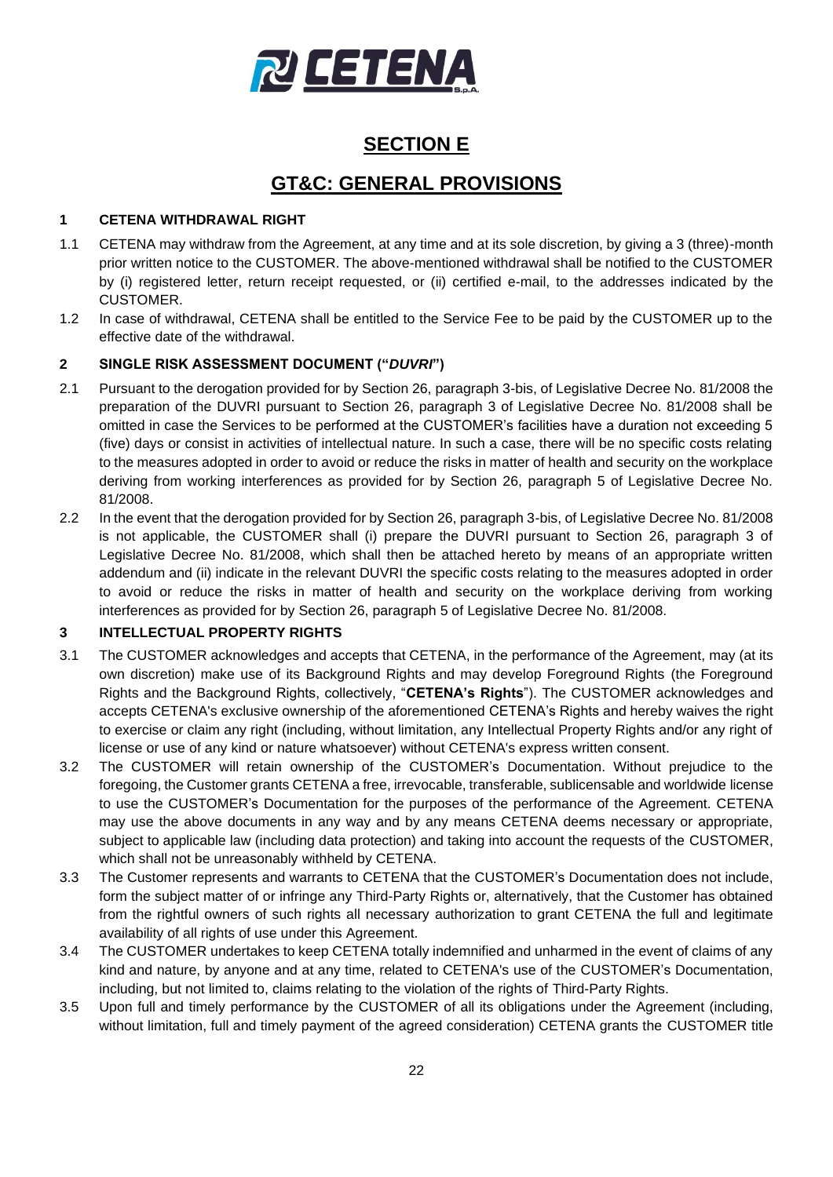# SECTION E

# GT&C: GENERAL PROVISIONS

## 1 CETENA WITHDRAWAL RIGHT

1.1 CETENA may withdraw from the Agreement, at any time and at its sole discretion, by giving a 3 (three)-month prior written notice to the CUSTOMER. The above-mentioned withdrawal shall be notified to the CUSTOMER by (i) registered letter, return receipt requested, or (ii) certified e-mail, to the addresses indicated by the CUSTOMER.

1.2 In case of withdrawal, CETENA shall be entitled to the Service Fee to be paid by the CUSTOMER up to the effective date of the withdrawal.

## 2 SINGLE RISK ASSESSMENT DOCUMENT ("*DUVRI*")

2.1 Pursuant to the derogation provided for by Section 26, paragraph 3-bis, of Legislative Decree No. 81/2008 the preparation of the DUVRI pursuant to Section 26, paragraph 3 of Legislative Decree No. 81/2008 shall be omitted in case the Services to be performed at the CUSTOMER's facilities have a duration not exceeding 5 (five) days or consist in activities of intellectual nature. In such a case, there will be no specific costs relating to the measures adopted in order to avoid or reduce the risks in matter of health and security on the workplace deriving from working interferences as provided for by Section 26, paragraph 5 of Legislative Decree No. 81/2008.

2.2 In the event that the derogation provided for by Section 26, paragraph 3-bis, of Legislative Decree No. 81/2008 is not applicable, the CUSTOMER shall (i) prepare the DUVRI pursuant to Section 26, paragraph 3 of Legislative Decree No. 81/2008, which shall then be attached hereto by means of an appropriate written addendum and (ii) indicate in the relevant DUVRI the specific costs relating to the measures adopted in order to avoid or reduce the risks in matter of health and security on the workplace deriving from working interferences as provided for by Section 26, paragraph 5 of Legislative Decree No. 81/2008.

## 3 INTELLECTUAL PROPERTY RIGHTS

3.1 The CUSTOMER acknowledges and accepts that CETENA, in the performance of the Agreement, may (at its own discretion) make use of its Background Rights and may develop Foreground Rights (the Foreground Rights and the Background Rights, collectively, "**CETENA's Rights**"). The CUSTOMER acknowledges and accepts CETENA's exclusive ownership of the aforementioned CETENA's Rights and hereby waives the right to exercise or claim any right (including, without limitation, any Intellectual Property Rights and/or any right of license or use of any kind or nature whatsoever) without CETENA's express written consent.

3.2 The CUSTOMER will retain ownership of the CUSTOMER's Documentation. Without prejudice to the foregoing, the Customer grants CETENA a free, irrevocable, transferable, sublicensable and worldwide license to use the CUSTOMER's Documentation for the purposes of the performance of the Agreement. CETENA may use the above documents in any way and by any means CETENA deems necessary or appropriate, subject to applicable law (including data protection) and taking into account the requests of the CUSTOMER, which shall not be unreasonably withheld by CETENA.

3.3 The Customer represents and warrants to CETENA that the CUSTOMER's Documentation does not include, form the subject matter of or infringe any Third-Party Rights or, alternatively, that the Customer has obtained from the rightful owners of such rights all necessary authorization to grant CETENA the full and legitimate availability of all rights of use under this Agreement.

3.4 The CUSTOMER undertakes to keep CETENA totally indemnified and unharmed in the event of claims of any kind and nature, by anyone and at any time, related to CETENA's use of the CUSTOMER's Documentation, including, but not limited to, claims relating to the violation of the rights of Third-Party Rights.

3.5 Upon full and timely performance by the CUSTOMER of all its obligations under the Agreement (including, without limitation, full and timely payment of the agreed consideration) CETENA grants the CUSTOMER title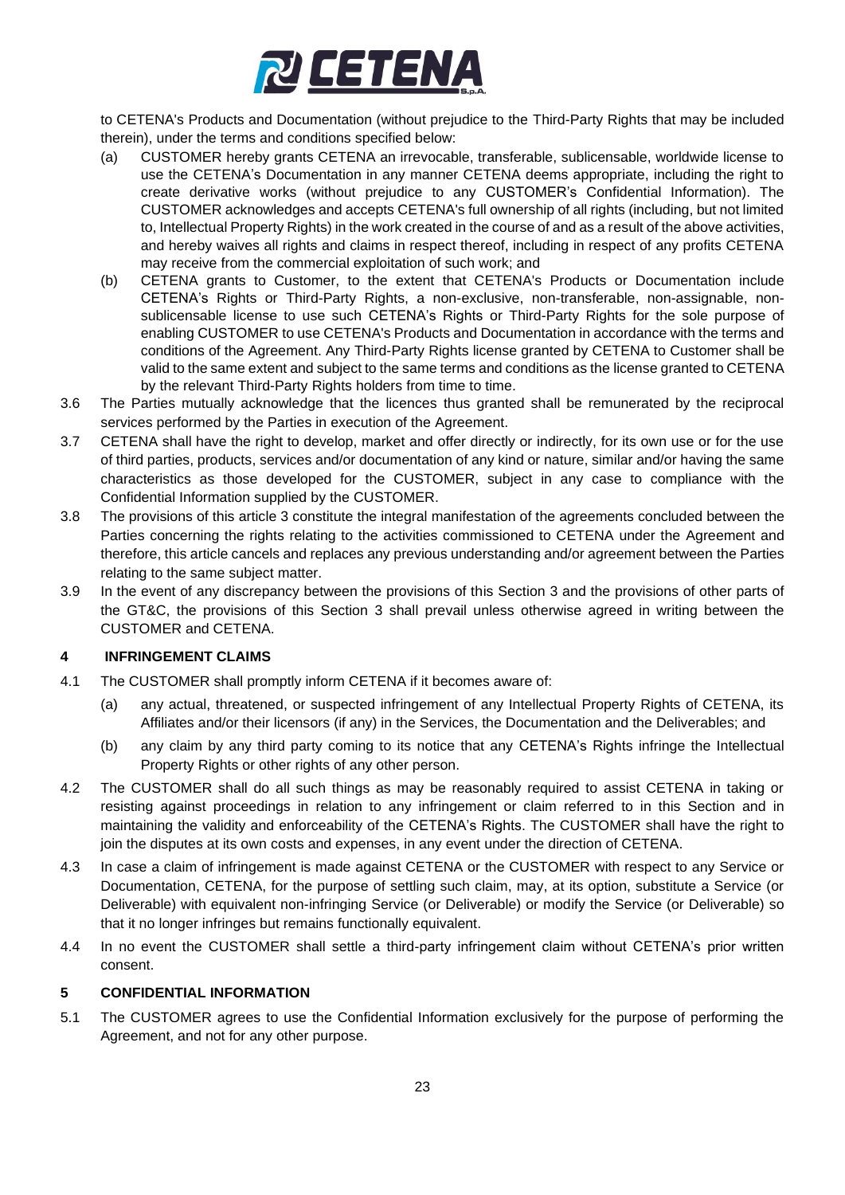to CETENA's Products and Documentation (without prejudice to the Third-Party Rights that may be included therein), under the terms and conditions specified below:

(a) CUSTOMER hereby grants CETENA an irrevocable, transferable, sublicensable, worldwide license to use the CETENA's Documentation in any manner CETENA deems appropriate, including the right to create derivative works (without prejudice to any CUSTOMER's Confidential Information). The CUSTOMER acknowledges and accepts CETENA's full ownership of all rights (including, but not limited to, Intellectual Property Rights) in the work created in the course of and as a result of the above activities, and hereby waives all rights and claims in respect thereof, including in respect of any profits CETENA may receive from the commercial exploitation of such work; and

(b) CETENA grants to Customer, to the extent that CETENA's Products or Documentation include CETENA's Rights or Third-Party Rights, a non-exclusive, non-transferable, non-assignable, non-sublicensable license to use such CETENA's Rights or Third-Party Rights for the sole purpose of enabling CUSTOMER to use CETENA's Products and Documentation in accordance with the terms and conditions of the Agreement. Any Third-Party Rights license granted by CETENA to Customer shall be valid to the same extent and subject to the same terms and conditions as the license granted to CETENA by the relevant Third-Party Rights holders from time to time.

3.6 The Parties mutually acknowledge that the licences thus granted shall be remunerated by the reciprocal services performed by the Parties in execution of the Agreement.

3.7 CETENA shall have the right to develop, market and offer directly or indirectly, for its own use or for the use of third parties, products, services and/or documentation of any kind or nature, similar and/or having the same characteristics as those developed for the CUSTOMER, subject in any case to compliance with the Confidential Information supplied by the CUSTOMER.

3.8 The provisions of this article 3 constitute the integral manifestation of the agreements concluded between the Parties concerning the rights relating to the activities commissioned to CETENA under the Agreement and therefore, this article cancels and replaces any previous understanding and/or agreement between the Parties relating to the same subject matter.

3.9 In the event of any discrepancy between the provisions of this Section 3 and the provisions of other parts of the GT&C, the provisions of this Section 3 shall prevail unless otherwise agreed in writing between the CUSTOMER and CETENA.

## 4 INFRINGEMENT CLAIMS

4.1 The CUSTOMER shall promptly inform CETENA if it becomes aware of:

(a) any actual, threatened, or suspected infringement of any Intellectual Property Rights of CETENA, its Affiliates and/or their licensors (if any) in the Services, the Documentation and the Deliverables; and

(b) any claim by any third party coming to its notice that any CETENA's Rights infringe the Intellectual Property Rights or other rights of any other person.

4.2 The CUSTOMER shall do all such things as may be reasonably required to assist CETENA in taking or resisting against proceedings in relation to any infringement or claim referred to in this Section and in maintaining the validity and enforceability of the CETENA's Rights. The CUSTOMER shall have the right to join the disputes at its own costs and expenses, in any event under the direction of CETENA.

4.3 In case a claim of infringement is made against CETENA or the CUSTOMER with respect to any Service or Documentation, CETENA, for the purpose of settling such claim, may, at its option, substitute a Service (or Deliverable) with equivalent non-infringing Service (or Deliverable) or modify the Service (or Deliverable) so that it no longer infringes but remains functionally equivalent.

4.4 In no event the CUSTOMER shall settle a third-party infringement claim without CETENA's prior written consent.

## 5 CONFIDENTIAL INFORMATION

5.1 The CUSTOMER agrees to use the Confidential Information exclusively for the purpose of performing the Agreement, and not for any other purpose.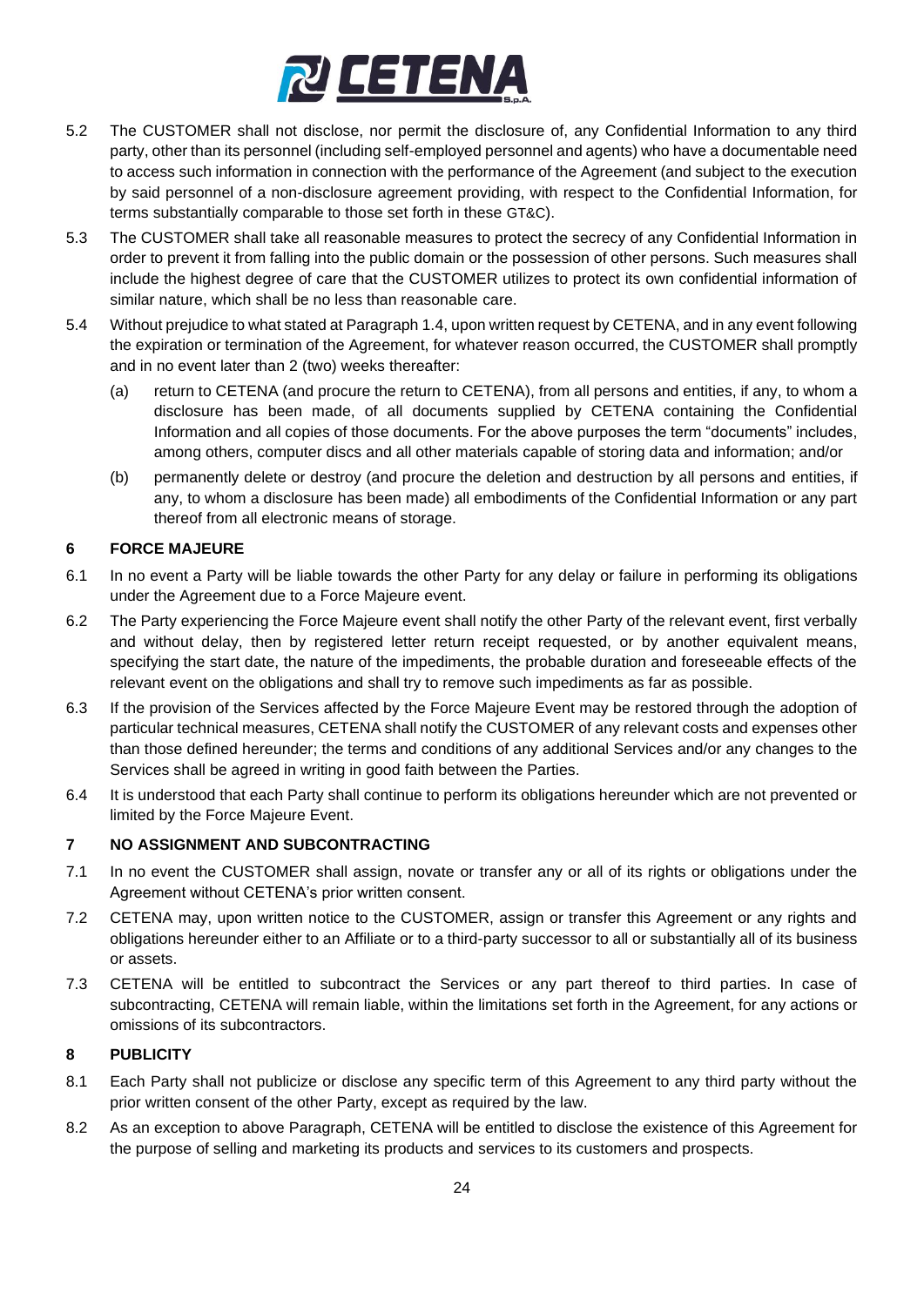5.2 The CUSTOMER shall not disclose, nor permit the disclosure of, any Confidential Information to any third party, other than its personnel (including self-employed personnel and agents) who have a documentable need to access such information in connection with the performance of the Agreement (and subject to the execution by said personnel of a non-disclosure agreement providing, with respect to the Confidential Information, for terms substantially comparable to those set forth in these GT&C).

5.3 The CUSTOMER shall take all reasonable measures to protect the secrecy of any Confidential Information in order to prevent it from falling into the public domain or the possession of other persons. Such measures shall include the highest degree of care that the CUSTOMER utilizes to protect its own confidential information of similar nature, which shall be no less than reasonable care.

5.4 Without prejudice to what stated at Paragraph 1.4, upon written request by CETENA, and in any event following the expiration or termination of the Agreement, for whatever reason occurred, the CUSTOMER shall promptly and in no event later than 2 (two) weeks thereafter:

(a) return to CETENA (and procure the return to CETENA), from all persons and entities, if any, to whom a disclosure has been made, of all documents supplied by CETENA containing the Confidential Information and all copies of those documents. For the above purposes the term "documents" includes, among others, computer discs and all other materials capable of storing data and information; and/or

(b) permanently delete or destroy (and procure the deletion and destruction by all persons and entities, if any, to whom a disclosure has been made) all embodiments of the Confidential Information or any part thereof from all electronic means of storage.

## 6 FORCE MAJEURE

6.1 In no event a Party will be liable towards the other Party for any delay or failure in performing its obligations under the Agreement due to a Force Majeure event.

6.2 The Party experiencing the Force Majeure event shall notify the other Party of the relevant event, first verbally and without delay, then by registered letter return receipt requested, or by another equivalent means, specifying the start date, the nature of the impediments, the probable duration and foreseeable effects of the relevant event on the obligations and shall try to remove such impediments as far as possible.

6.3 If the provision of the Services affected by the Force Majeure Event may be restored through the adoption of particular technical measures, CETENA shall notify the CUSTOMER of any relevant costs and expenses other than those defined hereunder; the terms and conditions of any additional Services and/or any changes to the Services shall be agreed in writing in good faith between the Parties.

6.4 It is understood that each Party shall continue to perform its obligations hereunder which are not prevented or limited by the Force Majeure Event.

## 7 NO ASSIGNMENT AND SUBCONTRACTING

7.1 In no event the CUSTOMER shall assign, novate or transfer any or all of its rights or obligations under the Agreement without CETENA's prior written consent.

7.2 CETENA may, upon written notice to the CUSTOMER, assign or transfer this Agreement or any rights and obligations hereunder either to an Affiliate or to a third-party successor to all or substantially all of its business or assets.

7.3 CETENA will be entitled to subcontract the Services or any part thereof to third parties. In case of subcontracting, CETENA will remain liable, within the limitations set forth in the Agreement, for any actions or omissions of its subcontractors.

## 8 PUBLICITY

8.1 Each Party shall not publicize or disclose any specific term of this Agreement to any third party without the prior written consent of the other Party, except as required by the law.

8.2 As an exception to above Paragraph, CETENA will be entitled to disclose the existence of this Agreement for the purpose of selling and marketing its products and services to its customers and prospects.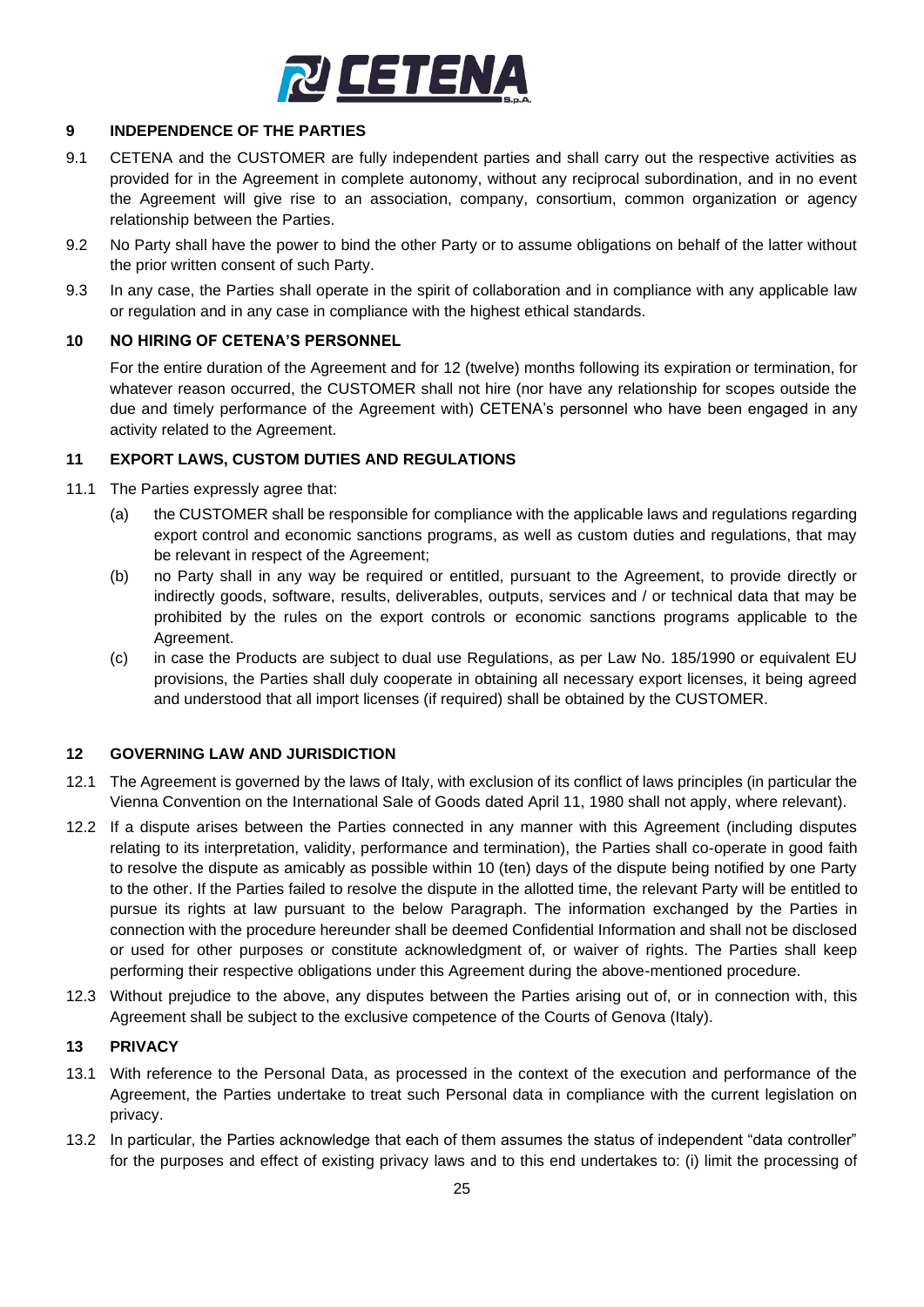## 9 INDEPENDENCE OF THE PARTIES

9.1 CETENA and the CUSTOMER are fully independent parties and shall carry out the respective activities as provided for in the Agreement in complete autonomy, without any reciprocal subordination, and in no event the Agreement will give rise to an association, company, consortium, common organization or agency relationship between the Parties.

9.2 No Party shall have the power to bind the other Party or to assume obligations on behalf of the latter without the prior written consent of such Party.

9.3 In any case, the Parties shall operate in the spirit of collaboration and in compliance with any applicable law or regulation and in any case in compliance with the highest ethical standards.

## 10 NO HIRING OF CETENA'S PERSONNEL

For the entire duration of the Agreement and for 12 (twelve) months following its expiration or termination, for whatever reason occurred, the CUSTOMER shall not hire (nor have any relationship for scopes outside the due and timely performance of the Agreement with) CETENA's personnel who have been engaged in any activity related to the Agreement.

## 11 EXPORT LAWS, CUSTOM DUTIES AND REGULATIONS

11.1 The Parties expressly agree that:

(a) the CUSTOMER shall be responsible for compliance with the applicable laws and regulations regarding export control and economic sanctions programs, as well as custom duties and regulations, that may be relevant in respect of the Agreement;

(b) no Party shall in any way be required or entitled, pursuant to the Agreement, to provide directly or indirectly goods, software, results, deliverables, outputs, services and / or technical data that may be prohibited by the rules on the export controls or economic sanctions programs applicable to the Agreement.

(c) in case the Products are subject to dual use Regulations, as per Law No. 185/1990 or equivalent EU provisions, the Parties shall duly cooperate in obtaining all necessary export licenses, it being agreed and understood that all import licenses (if required) shall be obtained by the CUSTOMER.

## 12 GOVERNING LAW AND JURISDICTION

12.1 The Agreement is governed by the laws of Italy, with exclusion of its conflict of laws principles (in particular the Vienna Convention on the International Sale of Goods dated April 11, 1980 shall not apply, where relevant).

12.2 If a dispute arises between the Parties connected in any manner with this Agreement (including disputes relating to its interpretation, validity, performance and termination), the Parties shall co-operate in good faith to resolve the dispute as amicably as possible within 10 (ten) days of the dispute being notified by one Party to the other. If the Parties failed to resolve the dispute in the allotted time, the relevant Party will be entitled to pursue its rights at law pursuant to the below Paragraph. The information exchanged by the Parties in connection with the procedure hereunder shall be deemed Confidential Information and shall not be disclosed or used for other purposes or constitute acknowledgment of, or waiver of rights. The Parties shall keep performing their respective obligations under this Agreement during the above-mentioned procedure.

12.3 Without prejudice to the above, any disputes between the Parties arising out of, or in connection with, this Agreement shall be subject to the exclusive competence of the Courts of Genova (Italy).

## 13 PRIVACY

13.1 With reference to the Personal Data, as processed in the context of the execution and performance of the Agreement, the Parties undertake to treat such Personal data in compliance with the current legislation on privacy.

13.2 In particular, the Parties acknowledge that each of them assumes the status of independent "data controller" for the purposes and effect of existing privacy laws and to this end undertakes to: (i) limit the processing of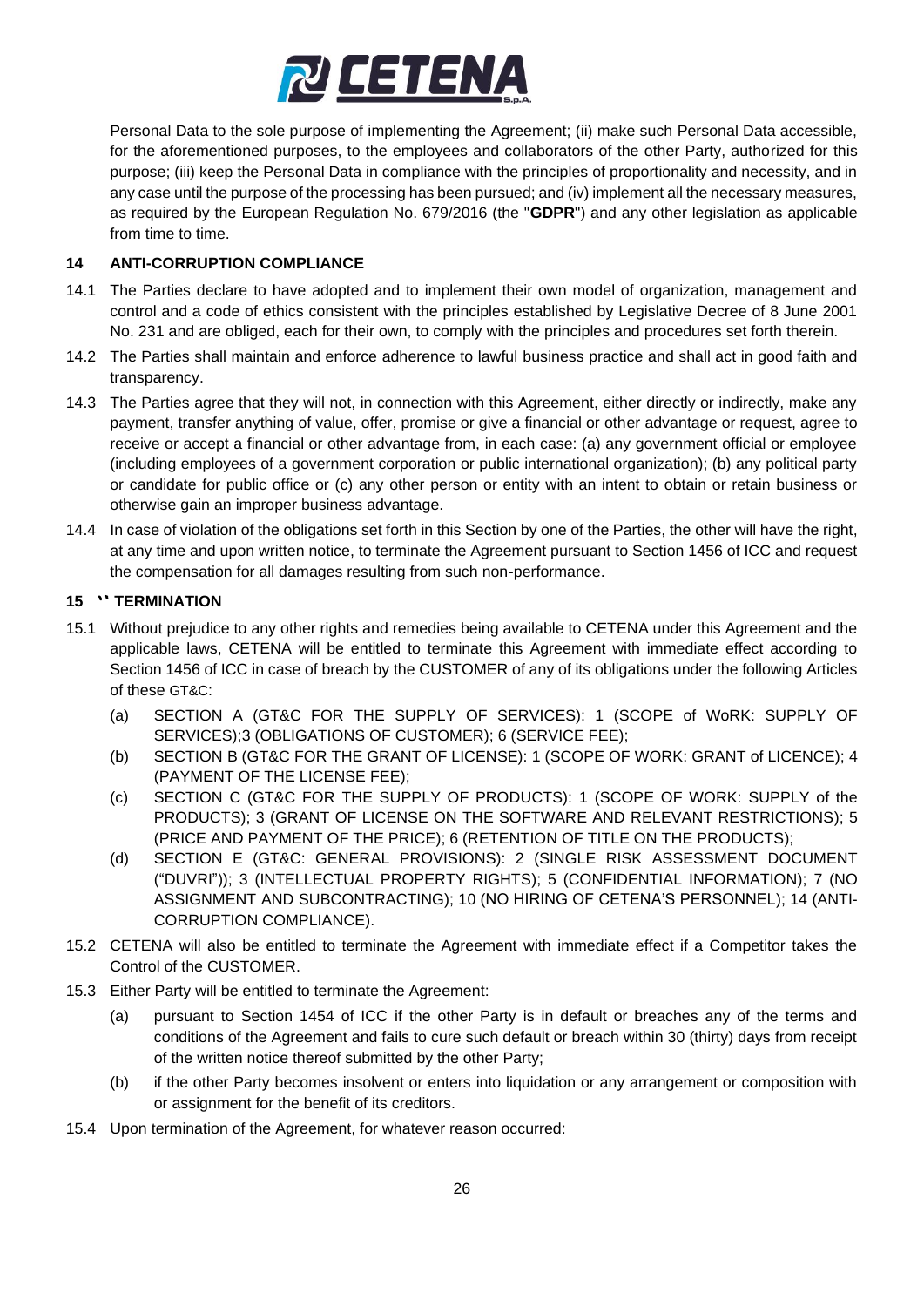Personal Data to the sole purpose of implementing the Agreement; (ii) make such Personal Data accessible, for the aforementioned purposes, to the employees and collaborators of the other Party, authorized for this purpose; (iii) keep the Personal Data in compliance with the principles of proportionality and necessity, and in any case until the purpose of the processing has been pursued; and (iv) implement all the necessary measures, as required by the European Regulation No. 679/2016 (the "**GDPR**") and any other legislation as applicable from time to time.

## 14 ANTI-CORRUPTION COMPLIANCE

14.1 The Parties declare to have adopted and to implement their own model of organization, management and control and a code of ethics consistent with the principles established by Legislative Decree of 8 June 2001 No. 231 and are obliged, each for their own, to comply with the principles and procedures set forth therein.

14.2 The Parties shall maintain and enforce adherence to lawful business practice and shall act in good faith and transparency.

14.3 The Parties agree that they will not, in connection with this Agreement, either directly or indirectly, make any payment, transfer anything of value, offer, promise or give a financial or other advantage or request, agree to receive or accept a financial or other advantage from, in each case: (a) any government official or employee (including employees of a government corporation or public international organization); (b) any political party or candidate for public office or (c) any other person or entity with an intent to obtain or retain business or otherwise gain an improper business advantage.

14.4 In case of violation of the obligations set forth in this Section by one of the Parties, the other will have the right, at any time and upon written notice, to terminate the Agreement pursuant to Section 1456 of ICC and request the compensation for all damages resulting from such non-performance.

## 15 TERMINATION

15.1 Without prejudice to any other rights and remedies being available to CETENA under this Agreement and the applicable laws, CETENA will be entitled to terminate this Agreement with immediate effect according to Section 1456 of ICC in case of breach by the CUSTOMER of any of its obligations under the following Articles of these GT&C:

(a) SECTION A (GT&C FOR THE SUPPLY OF SERVICES): 1 (SCOPE of WoRK: SUPPLY OF SERVICES);3 (OBLIGATIONS OF CUSTOMER); 6 (SERVICE FEE);

(b) SECTION B (GT&C FOR THE GRANT OF LICENSE): 1 (SCOPE OF WORK: GRANT of LICENCE); 4 (PAYMENT OF THE LICENSE FEE);

(c) SECTION C (GT&C FOR THE SUPPLY OF PRODUCTS): 1 (SCOPE OF WORK: SUPPLY of the PRODUCTS); 3 (GRANT OF LICENSE ON THE SOFTWARE AND RELEVANT RESTRICTIONS); 5 (PRICE AND PAYMENT OF THE PRICE); 6 (RETENTION OF TITLE ON THE PRODUCTS);

(d) SECTION E (GT&C: GENERAL PROVISIONS): 2 (SINGLE RISK ASSESSMENT DOCUMENT ("DUVRI")); 3 (INTELLECTUAL PROPERTY RIGHTS); 5 (CONFIDENTIAL INFORMATION); 7 (NO ASSIGNMENT AND SUBCONTRACTING); 10 (NO HIRING OF CETENA'S PERSONNEL); 14 (ANTI-CORRUPTION COMPLIANCE).

15.2 CETENA will also be entitled to terminate the Agreement with immediate effect if a Competitor takes the Control of the CUSTOMER.

15.3 Either Party will be entitled to terminate the Agreement:

(a) pursuant to Section 1454 of ICC if the other Party is in default or breaches any of the terms and conditions of the Agreement and fails to cure such default or breach within 30 (thirty) days from receipt of the written notice thereof submitted by the other Party;

(b) if the other Party becomes insolvent or enters into liquidation or any arrangement or composition with or assignment for the benefit of its creditors.

15.4 Upon termination of the Agreement, for whatever reason occurred: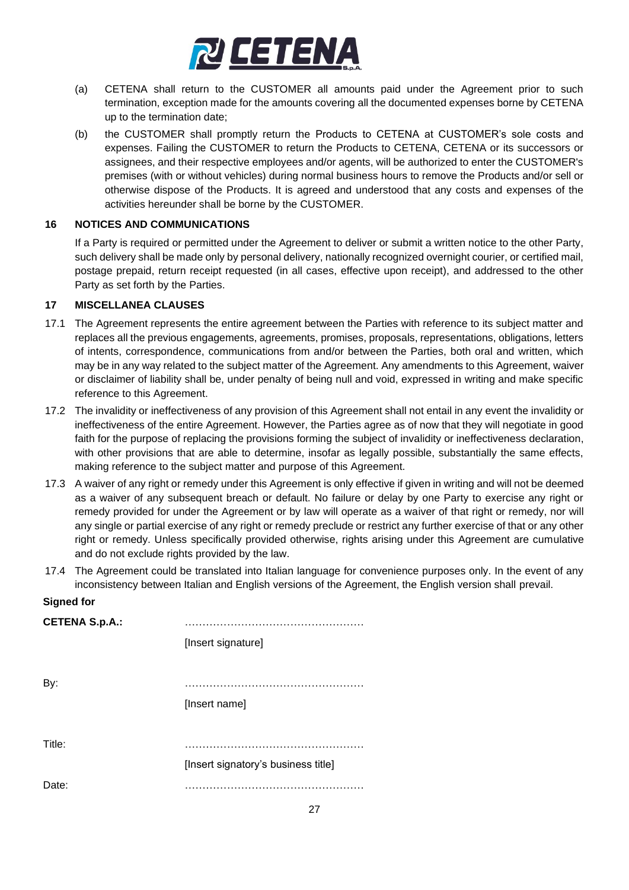(a) CETENA shall return to the CUSTOMER all amounts paid under the Agreement prior to such termination, exception made for the amounts covering all the documented expenses borne by CETENA up to the termination date;

(b) the CUSTOMER shall promptly return the Products to CETENA at CUSTOMER's sole costs and expenses. Failing the CUSTOMER to return the Products to CETENA, CETENA or its successors or assignees, and their respective employees and/or agents, will be authorized to enter the CUSTOMER's premises (with or without vehicles) during normal business hours to remove the Products and/or sell or otherwise dispose of the Products. It is agreed and understood that any costs and expenses of the activities hereunder shall be borne by the CUSTOMER.

## 16 NOTICES AND COMMUNICATIONS

If a Party is required or permitted under the Agreement to deliver or submit a written notice to the other Party, such delivery shall be made only by personal delivery, nationally recognized overnight courier, or certified mail, postage prepaid, return receipt requested (in all cases, effective upon receipt), and addressed to the other Party as set forth by the Parties.

## 17 MISCELLANEA CLAUSES

17.1 The Agreement represents the entire agreement between the Parties with reference to its subject matter and replaces all the previous engagements, agreements, promises, proposals, representations, obligations, letters of intents, correspondence, communications from and/or between the Parties, both oral and written, which may be in any way related to the subject matter of the Agreement. Any amendments to this Agreement, waiver or disclaimer of liability shall be, under penalty of being null and void, expressed in writing and make specific reference to this Agreement.

17.2 The invalidity or ineffectiveness of any provision of this Agreement shall not entail in any event the invalidity or ineffectiveness of the entire Agreement. However, the Parties agree as of now that they will negotiate in good faith for the purpose of replacing the provisions forming the subject of invalidity or ineffectiveness declaration, with other provisions that are able to determine, insofar as legally possible, substantially the same effects, making reference to the subject matter and purpose of this Agreement.

17.3 A waiver of any right or remedy under this Agreement is only effective if given in writing and will not be deemed as a waiver of any subsequent breach or default. No failure or delay by one Party to exercise any right or remedy provided for under the Agreement or by law will operate as a waiver of that right or remedy, nor will any single or partial exercise of any right or remedy preclude or restrict any further exercise of that or any other right or remedy. Unless specifically provided otherwise, rights arising under this Agreement are cumulative and do not exclude rights provided by the law.

17.4 The Agreement could be translated into Italian language for convenience purposes only. In the event of any inconsistency between Italian and English versions of the Agreement, the English version shall prevail.

**Signed for**

**CETENA S.p.A.:** ……………………………………………
[Insert signature]

By: ……………………………………………
[Insert name]

Title: ……………………………………………
[Insert signatory's business title]

Date: ……………………………………………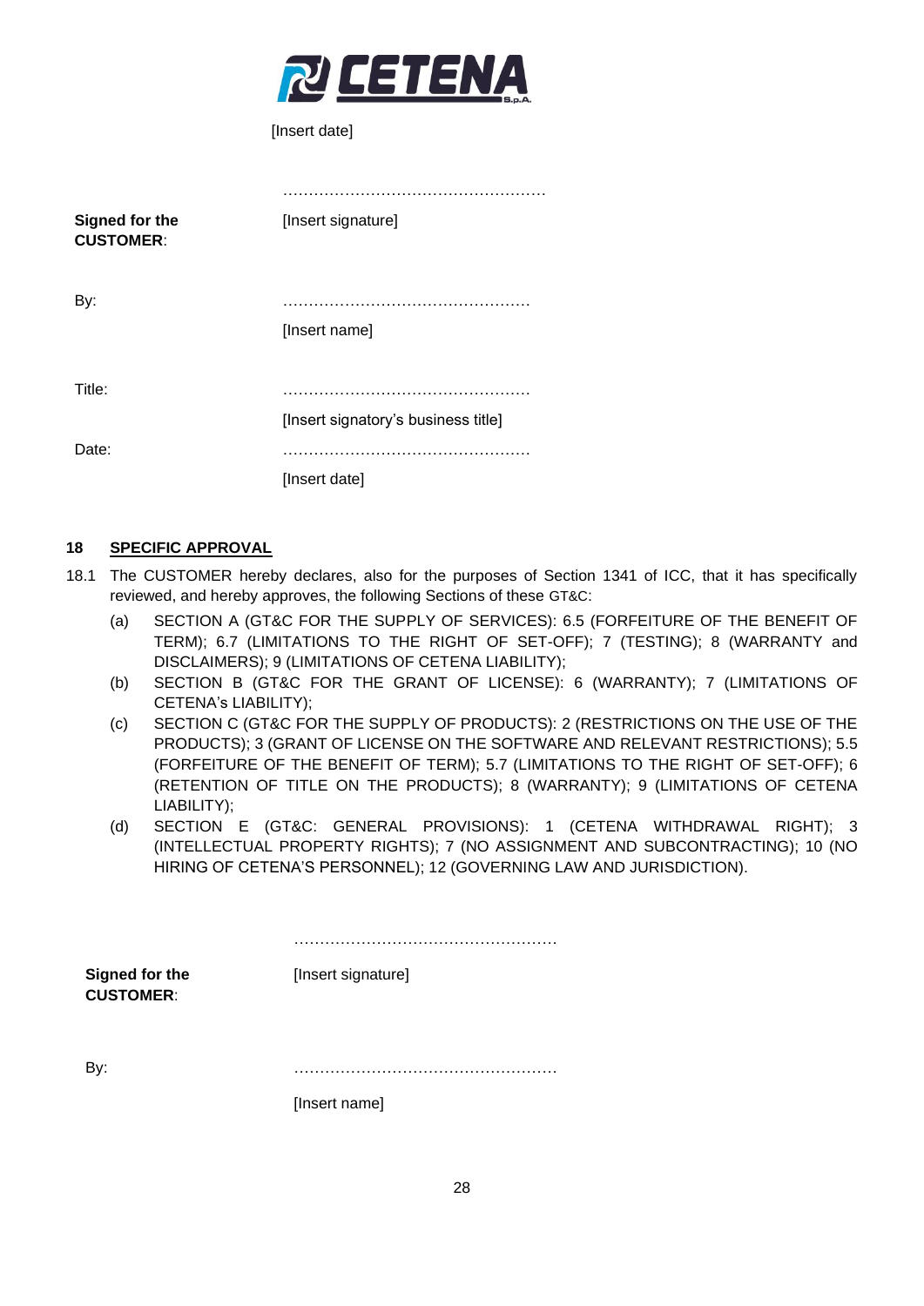[Insert date]

……………………………………………

**Signed for the CUSTOMER**: [Insert signature]

By: …………………………………………

[Insert name]

Title: …………………………………………

[Insert signatory's business title]

Date: …………………………………………

[Insert date]

## 18 SPECIFIC APPROVAL

18.1 The CUSTOMER hereby declares, also for the purposes of Section 1341 of ICC, that it has specifically reviewed, and hereby approves, the following Sections of these GT&C:

(a) SECTION A (GT&C FOR THE SUPPLY OF SERVICES): 6.5 (FORFEITURE OF THE BENEFIT OF TERM); 6.7 (LIMITATIONS TO THE RIGHT OF SET-OFF); 7 (TESTING); 8 (WARRANTY and DISCLAIMERS); 9 (LIMITATIONS OF CETENA LIABILITY);

(b) SECTION B (GT&C FOR THE GRANT OF LICENSE): 6 (WARRANTY); 7 (LIMITATIONS OF CETENA's LIABILITY);

(c) SECTION C (GT&C FOR THE SUPPLY OF PRODUCTS): 2 (RESTRICTIONS ON THE USE OF THE PRODUCTS); 3 (GRANT OF LICENSE ON THE SOFTWARE AND RELEVANT RESTRICTIONS); 5.5 (FORFEITURE OF THE BENEFIT OF TERM); 5.7 (LIMITATIONS TO THE RIGHT OF SET-OFF); 6 (RETENTION OF TITLE ON THE PRODUCTS); 8 (WARRANTY); 9 (LIMITATIONS OF CETENA LIABILITY);

(d) SECTION E (GT&C: GENERAL PROVISIONS): 1 (CETENA WITHDRAWAL RIGHT); 3 (INTELLECTUAL PROPERTY RIGHTS); 7 (NO ASSIGNMENT AND SUBCONTRACTING); 10 (NO HIRING OF CETENA'S PERSONNEL); 12 (GOVERNING LAW AND JURISDICTION).

……………………………………………

**Signed for the CUSTOMER**: [Insert signature]

By: ……………………………………………

[Insert name]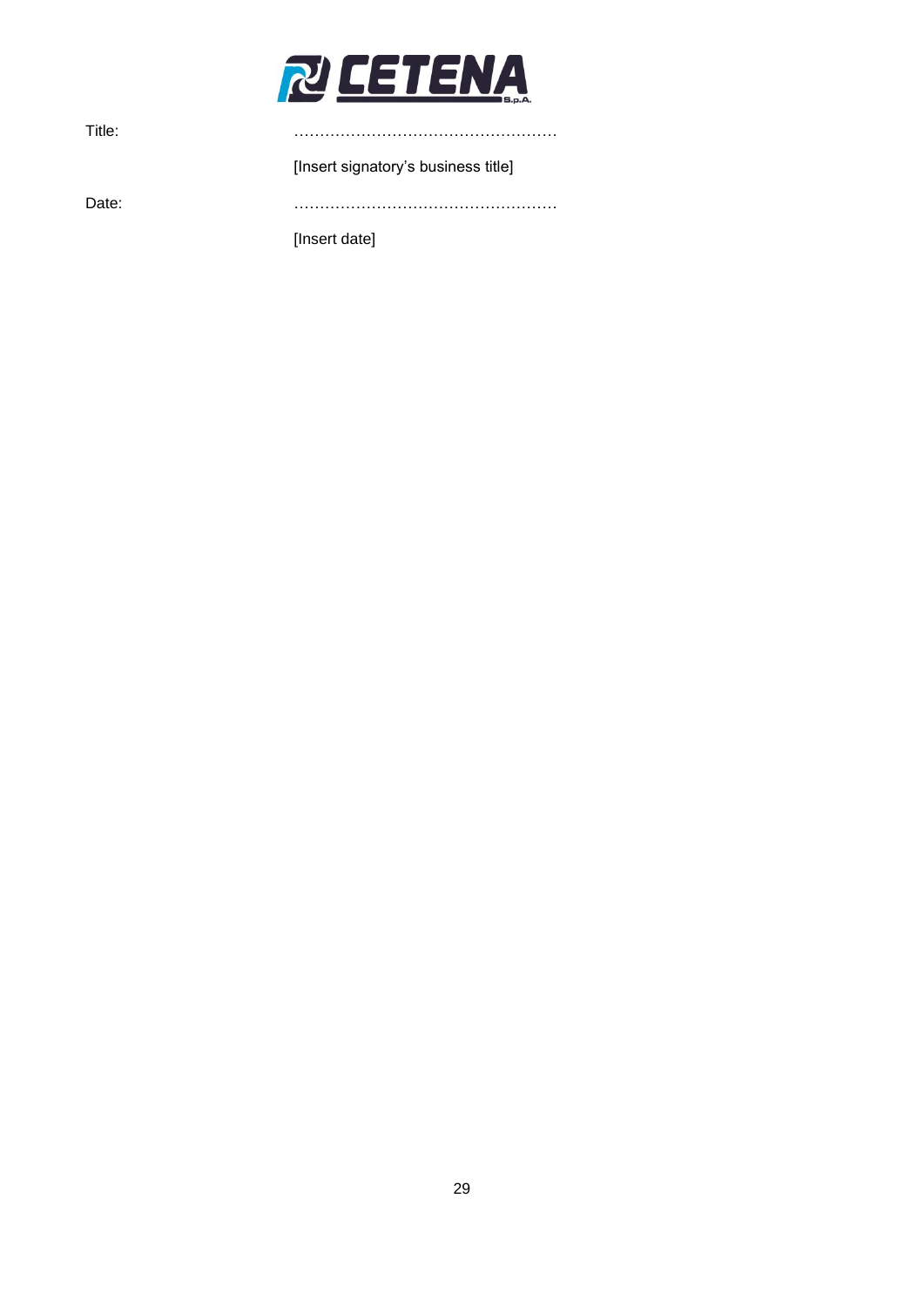Title: ……………………………………………

[Insert signatory's business title]

Date: ……………………………………………

[Insert date]